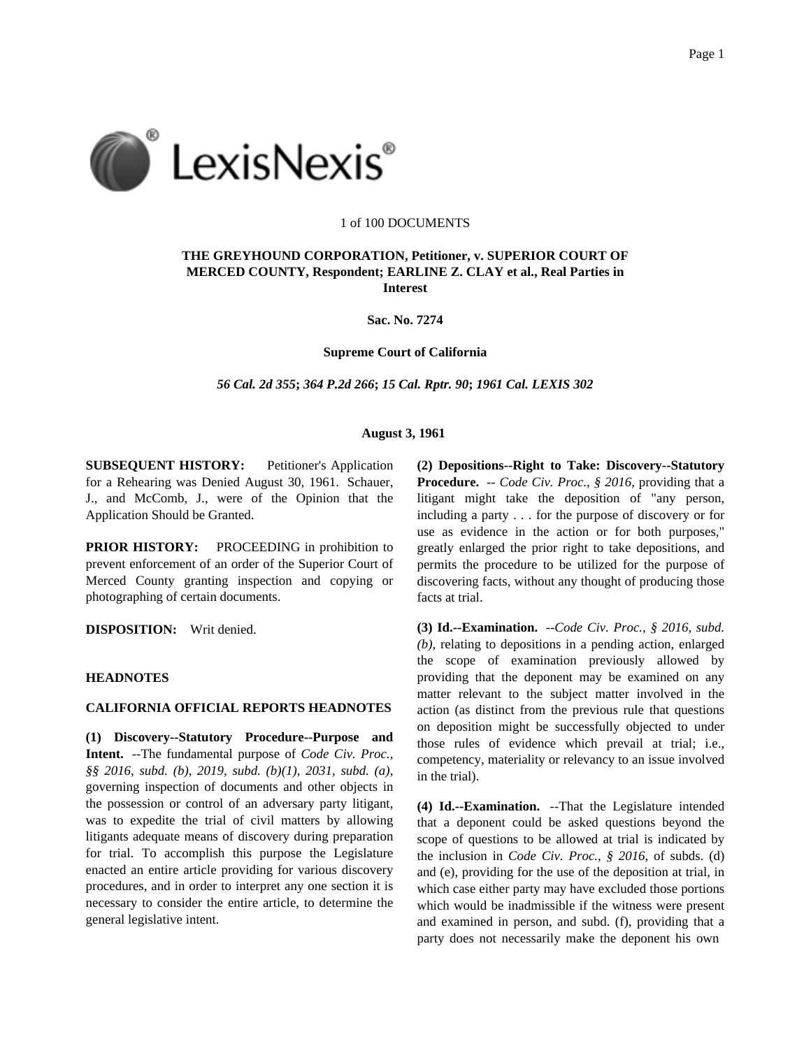1 of 100 DOCUMENTS

**THE GREYHOUND CORPORATION, Petitioner, v. SUPERIOR COURT OF MERCED COUNTY, Respondent; EARLINE Z. CLAY et al., Real Parties in Interest**

**Sac. No. 7274**

**Supreme Court of California**

***56 Cal. 2d 355*; *364 P.2d 266*; *15 Cal. Rptr. 90*; *1961 Cal. LEXIS 302***

**August 3, 1961**

**SUBSEQUENT HISTORY:** Petitioner's Application for a Rehearing was Denied August 30, 1961. Schauer, J., and McComb, J., were of the Opinion that the Application Should be Granted.

**PRIOR HISTORY:** PROCEEDING in prohibition to prevent enforcement of an order of the Superior Court of Merced County granting inspection and copying or photographing of certain documents.

**DISPOSITION:** Writ denied.

**HEADNOTES**

**CALIFORNIA OFFICIAL REPORTS HEADNOTES**

**(1) Discovery--Statutory Procedure--Purpose and Intent.** --The fundamental purpose of *Code Civ. Proc., §§ 2016, subd. (b), 2019, subd. (b)(1), 2031, subd. (a)*, governing inspection of documents and other objects in the possession or control of an adversary party litigant, was to expedite the trial of civil matters by allowing litigants adequate means of discovery during preparation for trial. To accomplish this purpose the Legislature enacted an entire article providing for various discovery procedures, and in order to interpret any one section it is necessary to consider the entire article, to determine the general legislative intent.

**(2) Depositions--Right to Take: Discovery--Statutory Procedure.** -- *Code Civ. Proc., § 2016*, providing that a litigant might take the deposition of "any person, including a party . . . for the purpose of discovery or for use as evidence in the action or for both purposes," greatly enlarged the prior right to take depositions, and permits the procedure to be utilized for the purpose of discovering facts, without any thought of producing those facts at trial.

**(3) Id.--Examination.** --*Code Civ. Proc., § 2016, subd. (b)*, relating to depositions in a pending action, enlarged the scope of examination previously allowed by providing that the deponent may be examined on any matter relevant to the subject matter involved in the action (as distinct from the previous rule that questions on deposition might be successfully objected to under those rules of evidence which prevail at trial; i.e., competency, materiality or relevancy to an issue involved in the trial).

**(4) Id.--Examination.** --That the Legislature intended that a deponent could be asked questions beyond the scope of questions to be allowed at trial is indicated by the inclusion in *Code Civ. Proc., § 2016*, of subds. (d) and (e), providing for the use of the deposition at trial, in which case either party may have excluded those portions which would be inadmissible if the witness were present and examined in person, and subd. (f), providing that a party does not necessarily make the deponent his own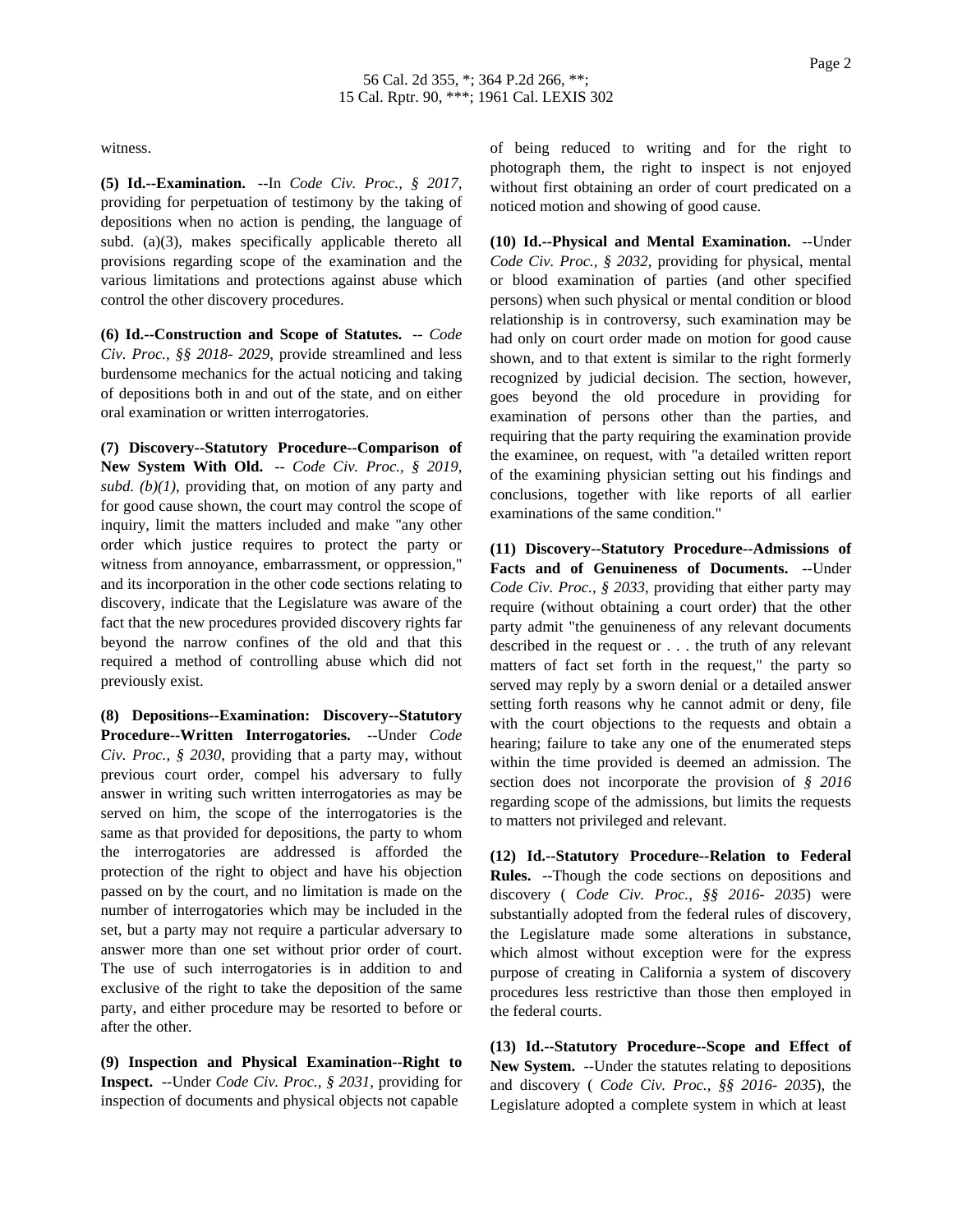witness.

**(5) Id.--Examination.** --In *Code Civ. Proc., § 2017*, providing for perpetuation of testimony by the taking of depositions when no action is pending, the language of subd. (a)(3), makes specifically applicable thereto all provisions regarding scope of the examination and the various limitations and protections against abuse which control the other discovery procedures.

**(6) Id.--Construction and Scope of Statutes.** -- *Code Civ. Proc., §§ 2018- 2029*, provide streamlined and less burdensome mechanics for the actual noticing and taking of depositions both in and out of the state, and on either oral examination or written interrogatories.

**(7) Discovery--Statutory Procedure--Comparison of New System With Old.** -- *Code Civ. Proc., § 2019, subd. (b)(1)*, providing that, on motion of any party and for good cause shown, the court may control the scope of inquiry, limit the matters included and make "any other order which justice requires to protect the party or witness from annoyance, embarrassment, or oppression," and its incorporation in the other code sections relating to discovery, indicate that the Legislature was aware of the fact that the new procedures provided discovery rights far beyond the narrow confines of the old and that this required a method of controlling abuse which did not previously exist.

**(8) Depositions--Examination: Discovery--Statutory Procedure--Written Interrogatories.** --Under *Code Civ. Proc., § 2030*, providing that a party may, without previous court order, compel his adversary to fully answer in writing such written interrogatories as may be served on him, the scope of the interrogatories is the same as that provided for depositions, the party to whom the interrogatories are addressed is afforded the protection of the right to object and have his objection passed on by the court, and no limitation is made on the number of interrogatories which may be included in the set, but a party may not require a particular adversary to answer more than one set without prior order of court. The use of such interrogatories is in addition to and exclusive of the right to take the deposition of the same party, and either procedure may be resorted to before or after the other.

**(9) Inspection and Physical Examination--Right to Inspect.** --Under *Code Civ. Proc., § 2031*, providing for inspection of documents and physical objects not capable of being reduced to writing and for the right to photograph them, the right to inspect is not enjoyed without first obtaining an order of court predicated on a noticed motion and showing of good cause.

**(10) Id.--Physical and Mental Examination.** --Under *Code Civ. Proc., § 2032*, providing for physical, mental or blood examination of parties (and other specified persons) when such physical or mental condition or blood relationship is in controversy, such examination may be had only on court order made on motion for good cause shown, and to that extent is similar to the right formerly recognized by judicial decision. The section, however, goes beyond the old procedure in providing for examination of persons other than the parties, and requiring that the party requiring the examination provide the examinee, on request, with "a detailed written report of the examining physician setting out his findings and conclusions, together with like reports of all earlier examinations of the same condition."

**(11) Discovery--Statutory Procedure--Admissions of Facts and of Genuineness of Documents.** --Under *Code Civ. Proc., § 2033*, providing that either party may require (without obtaining a court order) that the other party admit "the genuineness of any relevant documents described in the request or . . . the truth of any relevant matters of fact set forth in the request," the party so served may reply by a sworn denial or a detailed answer setting forth reasons why he cannot admit or deny, file with the court objections to the requests and obtain a hearing; failure to take any one of the enumerated steps within the time provided is deemed an admission. The section does not incorporate the provision of *§ 2016* regarding scope of the admissions, but limits the requests to matters not privileged and relevant.

**(12) Id.--Statutory Procedure--Relation to Federal Rules.** --Though the code sections on depositions and discovery ( *Code Civ. Proc., §§ 2016- 2035*) were substantially adopted from the federal rules of discovery, the Legislature made some alterations in substance, which almost without exception were for the express purpose of creating in California a system of discovery procedures less restrictive than those then employed in the federal courts.

**(13) Id.--Statutory Procedure--Scope and Effect of New System.** --Under the statutes relating to depositions and discovery ( *Code Civ. Proc., §§ 2016- 2035*), the Legislature adopted a complete system in which at least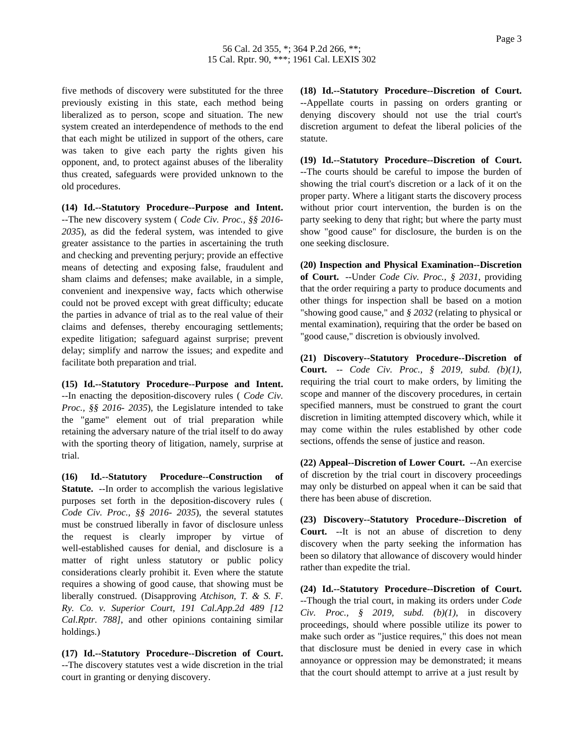five methods of discovery were substituted for the three previously existing in this state, each method being liberalized as to person, scope and situation. The new system created an interdependence of methods to the end that each might be utilized in support of the others, care was taken to give each party the rights given his opponent, and, to protect against abuses of the liberality thus created, safeguards were provided unknown to the old procedures.

**(14) Id.--Statutory Procedure--Purpose and Intent.** --The new discovery system ( *Code Civ. Proc., §§ 2016- 2035*), as did the federal system, was intended to give greater assistance to the parties in ascertaining the truth and checking and preventing perjury; provide an effective means of detecting and exposing false, fraudulent and sham claims and defenses; make available, in a simple, convenient and inexpensive way, facts which otherwise could not be proved except with great difficulty; educate the parties in advance of trial as to the real value of their claims and defenses, thereby encouraging settlements; expedite litigation; safeguard against surprise; prevent delay; simplify and narrow the issues; and expedite and facilitate both preparation and trial.

**(15) Id.--Statutory Procedure--Purpose and Intent.** --In enacting the deposition-discovery rules ( *Code Civ. Proc., §§ 2016- 2035*), the Legislature intended to take the "game" element out of trial preparation while retaining the adversary nature of the trial itself to do away with the sporting theory of litigation, namely, surprise at trial.

**(16) Id.--Statutory Procedure--Construction of Statute.** --In order to accomplish the various legislative purposes set forth in the deposition-discovery rules ( *Code Civ. Proc., §§ 2016- 2035*), the several statutes must be construed liberally in favor of disclosure unless the request is clearly improper by virtue of well-established causes for denial, and disclosure is a matter of right unless statutory or public policy considerations clearly prohibit it. Even where the statute requires a showing of good cause, that showing must be liberally construed. (Disapproving *Atchison, T. & S. F. Ry. Co. v. Superior Court, 191 Cal.App.2d 489 [12 Cal.Rptr. 788]*, and other opinions containing similar holdings.)

**(17) Id.--Statutory Procedure--Discretion of Court.** --The discovery statutes vest a wide discretion in the trial court in granting or denying discovery.

**(18) Id.--Statutory Procedure--Discretion of Court.** --Appellate courts in passing on orders granting or denying discovery should not use the trial court's discretion argument to defeat the liberal policies of the statute.

**(19) Id.--Statutory Procedure--Discretion of Court.** --The courts should be careful to impose the burden of showing the trial court's discretion or a lack of it on the proper party. Where a litigant starts the discovery process without prior court intervention, the burden is on the party seeking to deny that right; but where the party must show "good cause" for disclosure, the burden is on the one seeking disclosure.

**(20) Inspection and Physical Examination--Discretion of Court.** --Under *Code Civ. Proc., § 2031*, providing that the order requiring a party to produce documents and other things for inspection shall be based on a motion "showing good cause," and *§ 2032* (relating to physical or mental examination), requiring that the order be based on "good cause," discretion is obviously involved.

**(21) Discovery--Statutory Procedure--Discretion of Court.** -- *Code Civ. Proc., § 2019, subd. (b)(1)*, requiring the trial court to make orders, by limiting the scope and manner of the discovery procedures, in certain specified manners, must be construed to grant the court discretion in limiting attempted discovery which, while it may come within the rules established by other code sections, offends the sense of justice and reason.

**(22) Appeal--Discretion of Lower Court.** --An exercise of discretion by the trial court in discovery proceedings may only be disturbed on appeal when it can be said that there has been abuse of discretion.

**(23) Discovery--Statutory Procedure--Discretion of Court.** --It is not an abuse of discretion to deny discovery when the party seeking the information has been so dilatory that allowance of discovery would hinder rather than expedite the trial.

**(24) Id.--Statutory Procedure--Discretion of Court.** --Though the trial court, in making its orders under *Code Civ. Proc., § 2019, subd. (b)(1)*, in discovery proceedings, should where possible utilize its power to make such order as "justice requires," this does not mean that disclosure must be denied in every case in which annoyance or oppression may be demonstrated; it means that the court should attempt to arrive at a just result by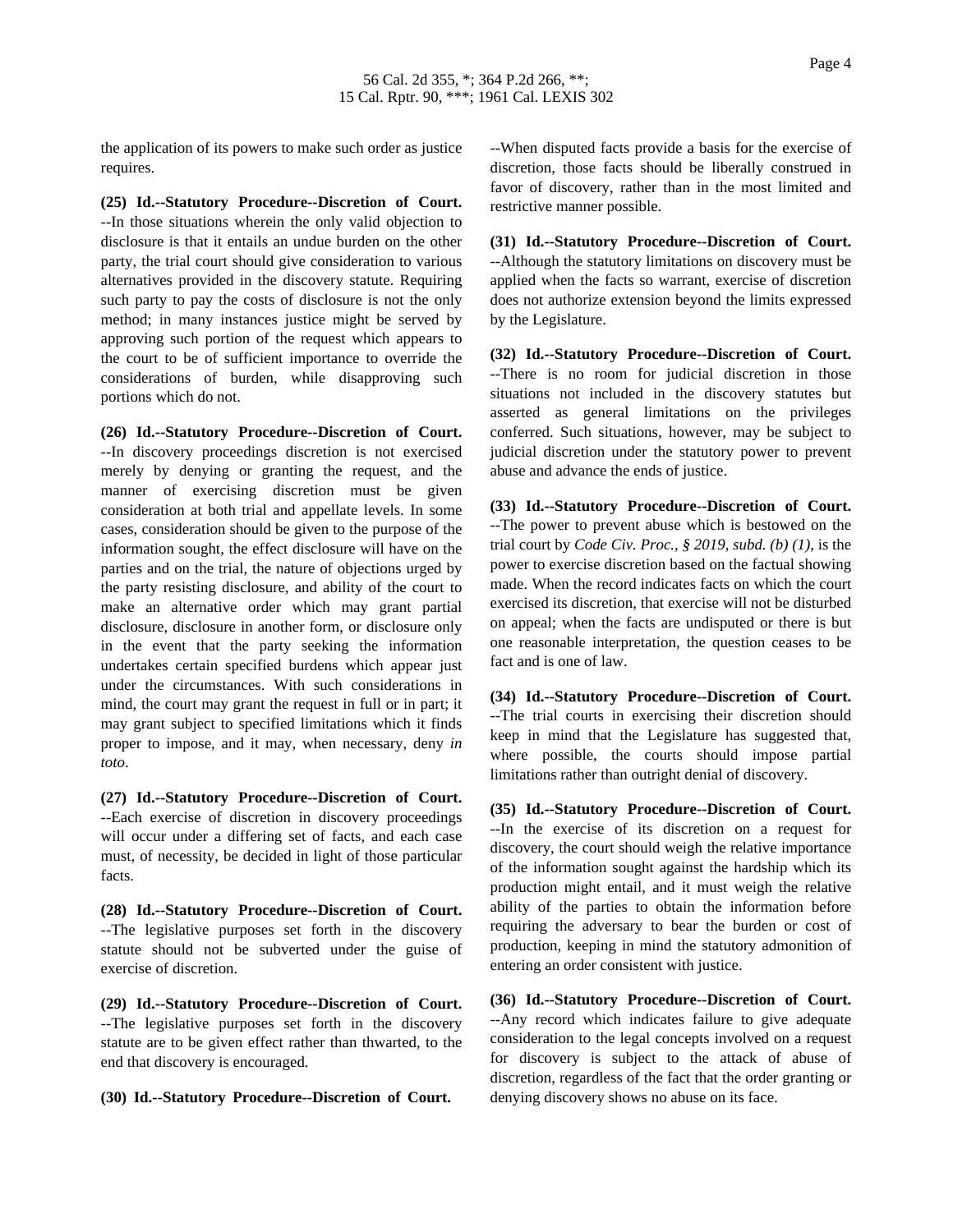the application of its powers to make such order as justice requires.

**(25) Id.--Statutory Procedure--Discretion of Court.** --In those situations wherein the only valid objection to disclosure is that it entails an undue burden on the other party, the trial court should give consideration to various alternatives provided in the discovery statute. Requiring such party to pay the costs of disclosure is not the only method; in many instances justice might be served by approving such portion of the request which appears to the court to be of sufficient importance to override the considerations of burden, while disapproving such portions which do not.

**(26) Id.--Statutory Procedure--Discretion of Court.** --In discovery proceedings discretion is not exercised merely by denying or granting the request, and the manner of exercising discretion must be given consideration at both trial and appellate levels. In some cases, consideration should be given to the purpose of the information sought, the effect disclosure will have on the parties and on the trial, the nature of objections urged by the party resisting disclosure, and ability of the court to make an alternative order which may grant partial disclosure, disclosure in another form, or disclosure only in the event that the party seeking the information undertakes certain specified burdens which appear just under the circumstances. With such considerations in mind, the court may grant the request in full or in part; it may grant subject to specified limitations which it finds proper to impose, and it may, when necessary, deny *in toto*.

**(27) Id.--Statutory Procedure--Discretion of Court.** --Each exercise of discretion in discovery proceedings will occur under a differing set of facts, and each case must, of necessity, be decided in light of those particular facts.

**(28) Id.--Statutory Procedure--Discretion of Court.** --The legislative purposes set forth in the discovery statute should not be subverted under the guise of exercise of discretion.

**(29) Id.--Statutory Procedure--Discretion of Court.** --The legislative purposes set forth in the discovery statute are to be given effect rather than thwarted, to the end that discovery is encouraged.

**(30) Id.--Statutory Procedure--Discretion of Court.** --When disputed facts provide a basis for the exercise of discretion, those facts should be liberally construed in favor of discovery, rather than in the most limited and restrictive manner possible.

**(31) Id.--Statutory Procedure--Discretion of Court.** --Although the statutory limitations on discovery must be applied when the facts so warrant, exercise of discretion does not authorize extension beyond the limits expressed by the Legislature.

**(32) Id.--Statutory Procedure--Discretion of Court.** --There is no room for judicial discretion in those situations not included in the discovery statutes but asserted as general limitations on the privileges conferred. Such situations, however, may be subject to judicial discretion under the statutory power to prevent abuse and advance the ends of justice.

**(33) Id.--Statutory Procedure--Discretion of Court.** --The power to prevent abuse which is bestowed on the trial court by *Code Civ. Proc., § 2019, subd. (b) (1)*, is the power to exercise discretion based on the factual showing made. When the record indicates facts on which the court exercised its discretion, that exercise will not be disturbed on appeal; when the facts are undisputed or there is but one reasonable interpretation, the question ceases to be fact and is one of law.

**(34) Id.--Statutory Procedure--Discretion of Court.** --The trial courts in exercising their discretion should keep in mind that the Legislature has suggested that, where possible, the courts should impose partial limitations rather than outright denial of discovery.

**(35) Id.--Statutory Procedure--Discretion of Court.** --In the exercise of its discretion on a request for discovery, the court should weigh the relative importance of the information sought against the hardship which its production might entail, and it must weigh the relative ability of the parties to obtain the information before requiring the adversary to bear the burden or cost of production, keeping in mind the statutory admonition of entering an order consistent with justice.

**(36) Id.--Statutory Procedure--Discretion of Court.** --Any record which indicates failure to give adequate consideration to the legal concepts involved on a request for discovery is subject to the attack of abuse of discretion, regardless of the fact that the order granting or denying discovery shows no abuse on its face.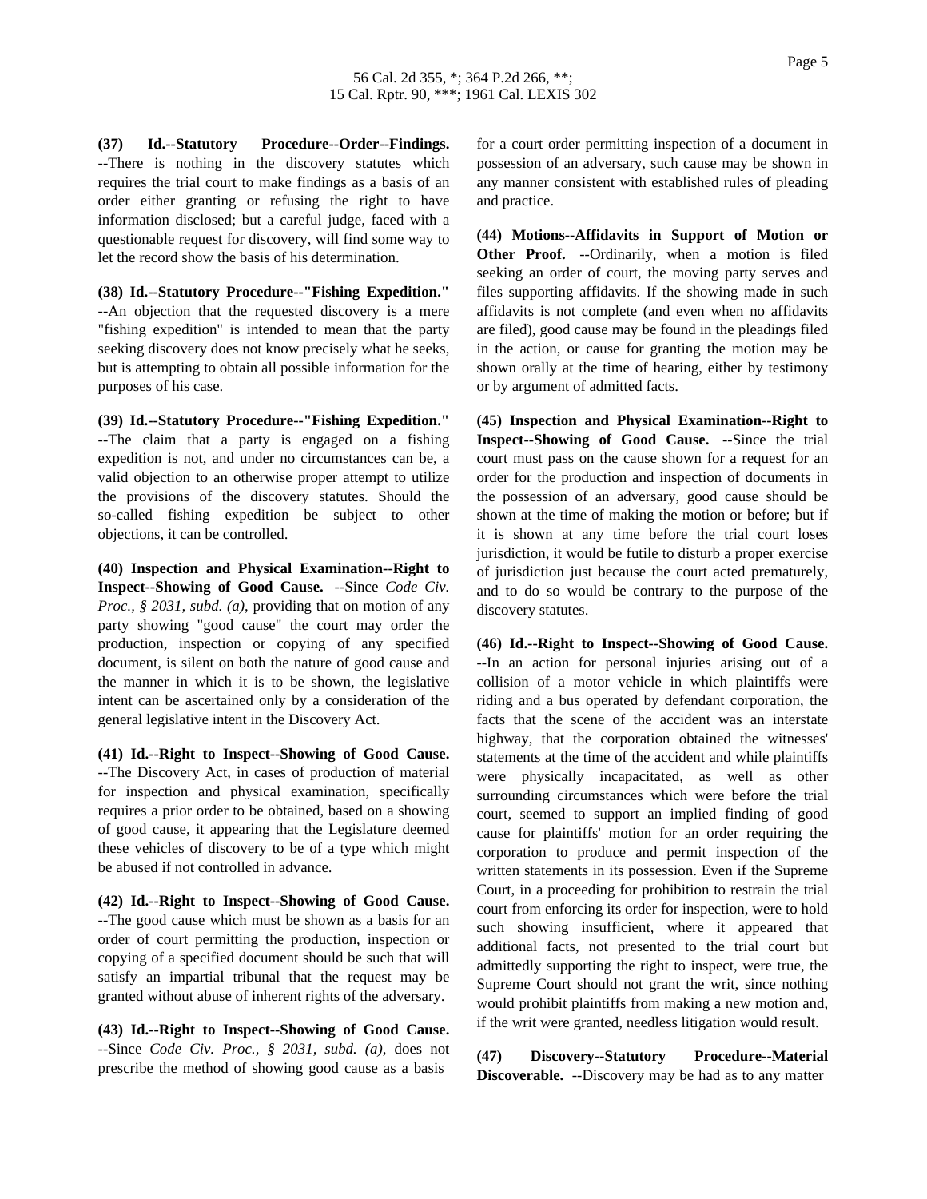**(37) Id.--Statutory Procedure--Order--Findings.** --There is nothing in the discovery statutes which requires the trial court to make findings as a basis of an order either granting or refusing the right to have information disclosed; but a careful judge, faced with a questionable request for discovery, will find some way to let the record show the basis of his determination.

**(38) Id.--Statutory Procedure--"Fishing Expedition."** --An objection that the requested discovery is a mere "fishing expedition" is intended to mean that the party seeking discovery does not know precisely what he seeks, but is attempting to obtain all possible information for the purposes of his case.

**(39) Id.--Statutory Procedure--"Fishing Expedition."** --The claim that a party is engaged on a fishing expedition is not, and under no circumstances can be, a valid objection to an otherwise proper attempt to utilize the provisions of the discovery statutes. Should the so-called fishing expedition be subject to other objections, it can be controlled.

**(40) Inspection and Physical Examination--Right to Inspect--Showing of Good Cause.** --Since *Code Civ. Proc., § 2031, subd. (a)*, providing that on motion of any party showing "good cause" the court may order the production, inspection or copying of any specified document, is silent on both the nature of good cause and the manner in which it is to be shown, the legislative intent can be ascertained only by a consideration of the general legislative intent in the Discovery Act.

**(41) Id.--Right to Inspect--Showing of Good Cause.** --The Discovery Act, in cases of production of material for inspection and physical examination, specifically requires a prior order to be obtained, based on a showing of good cause, it appearing that the Legislature deemed these vehicles of discovery to be of a type which might be abused if not controlled in advance.

**(42) Id.--Right to Inspect--Showing of Good Cause.** --The good cause which must be shown as a basis for an order of court permitting the production, inspection or copying of a specified document should be such that will satisfy an impartial tribunal that the request may be granted without abuse of inherent rights of the adversary.

**(43) Id.--Right to Inspect--Showing of Good Cause.** --Since *Code Civ. Proc., § 2031, subd. (a)*, does not prescribe the method of showing good cause as a basis for a court order permitting inspection of a document in possession of an adversary, such cause may be shown in any manner consistent with established rules of pleading and practice.

**(44) Motions--Affidavits in Support of Motion or Other Proof.** --Ordinarily, when a motion is filed seeking an order of court, the moving party serves and files supporting affidavits. If the showing made in such affidavits is not complete (and even when no affidavits are filed), good cause may be found in the pleadings filed in the action, or cause for granting the motion may be shown orally at the time of hearing, either by testimony or by argument of admitted facts.

**(45) Inspection and Physical Examination--Right to Inspect--Showing of Good Cause.** --Since the trial court must pass on the cause shown for a request for an order for the production and inspection of documents in the possession of an adversary, good cause should be shown at the time of making the motion or before; but if it is shown at any time before the trial court loses jurisdiction, it would be futile to disturb a proper exercise of jurisdiction just because the court acted prematurely, and to do so would be contrary to the purpose of the discovery statutes.

**(46) Id.--Right to Inspect--Showing of Good Cause.** --In an action for personal injuries arising out of a collision of a motor vehicle in which plaintiffs were riding and a bus operated by defendant corporation, the facts that the scene of the accident was an interstate highway, that the corporation obtained the witnesses' statements at the time of the accident and while plaintiffs were physically incapacitated, as well as other surrounding circumstances which were before the trial court, seemed to support an implied finding of good cause for plaintiffs' motion for an order requiring the corporation to produce and permit inspection of the written statements in its possession. Even if the Supreme Court, in a proceeding for prohibition to restrain the trial court from enforcing its order for inspection, were to hold such showing insufficient, where it appeared that additional facts, not presented to the trial court but admittedly supporting the right to inspect, were true, the Supreme Court should not grant the writ, since nothing would prohibit plaintiffs from making a new motion and, if the writ were granted, needless litigation would result.

**(47) Discovery--Statutory Procedure--Material Discoverable.** --Discovery may be had as to any matter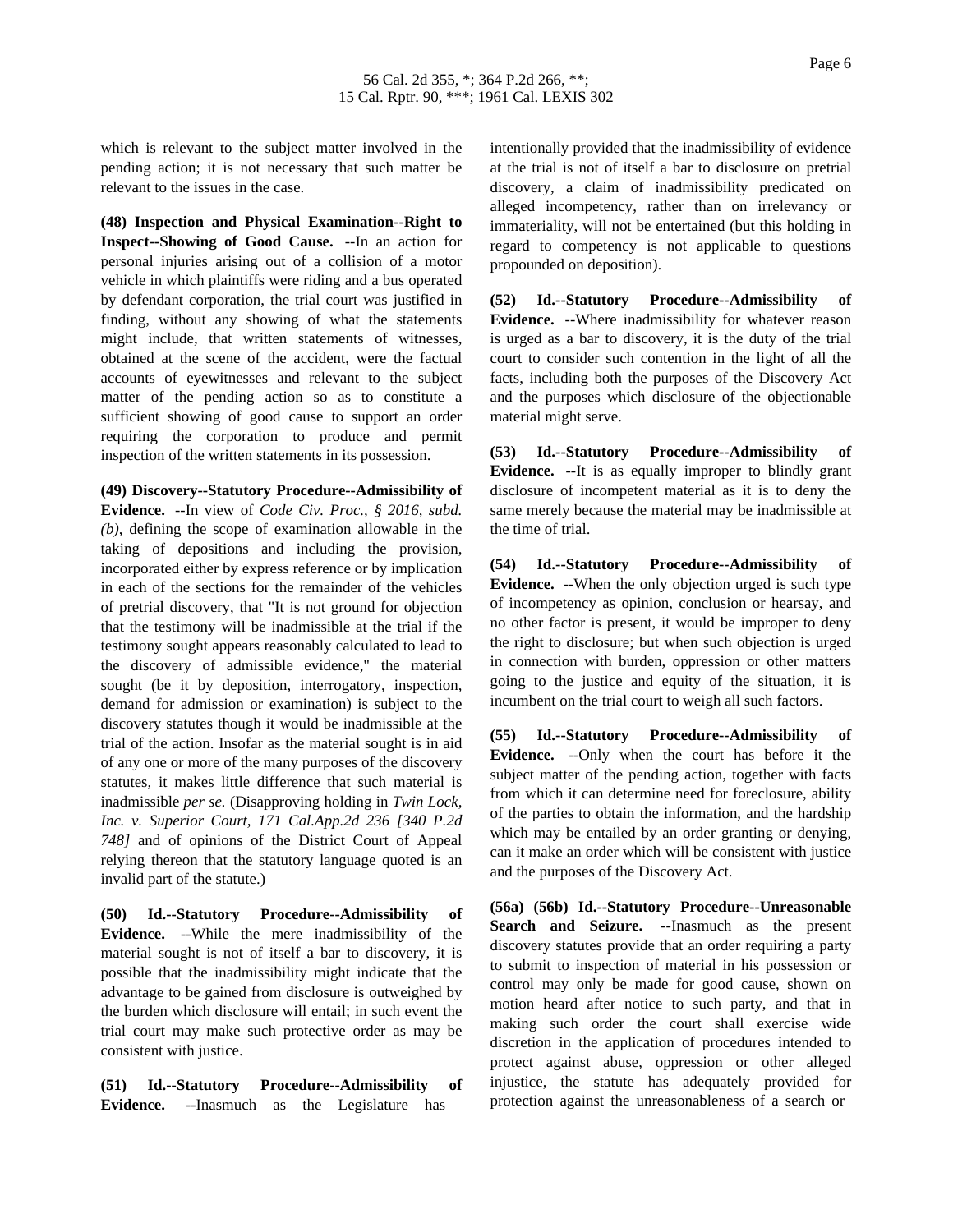which is relevant to the subject matter involved in the pending action; it is not necessary that such matter be relevant to the issues in the case.

**(48) Inspection and Physical Examination--Right to Inspect--Showing of Good Cause.** --In an action for personal injuries arising out of a collision of a motor vehicle in which plaintiffs were riding and a bus operated by defendant corporation, the trial court was justified in finding, without any showing of what the statements might include, that written statements of witnesses, obtained at the scene of the accident, were the factual accounts of eyewitnesses and relevant to the subject matter of the pending action so as to constitute a sufficient showing of good cause to support an order requiring the corporation to produce and permit inspection of the written statements in its possession.

**(49) Discovery--Statutory Procedure--Admissibility of Evidence.** --In view of *Code Civ. Proc., § 2016, subd. (b),* defining the scope of examination allowable in the taking of depositions and including the provision, incorporated either by express reference or by implication in each of the sections for the remainder of the vehicles of pretrial discovery, that "It is not ground for objection that the testimony will be inadmissible at the trial if the testimony sought appears reasonably calculated to lead to the discovery of admissible evidence," the material sought (be it by deposition, interrogatory, inspection, demand for admission or examination) is subject to the discovery statutes though it would be inadmissible at the trial of the action. Insofar as the material sought is in aid of any one or more of the many purposes of the discovery statutes, it makes little difference that such material is inadmissible *per se.* (Disapproving holding in *Twin Lock, Inc. v. Superior Court, 171 Cal.App.2d 236 [340 P.2d 748]* and of opinions of the District Court of Appeal relying thereon that the statutory language quoted is an invalid part of the statute.)

**(50) Id.--Statutory Procedure--Admissibility of Evidence.** --While the mere inadmissibility of the material sought is not of itself a bar to discovery, it is possible that the inadmissibility might indicate that the advantage to be gained from disclosure is outweighed by the burden which disclosure will entail; in such event the trial court may make such protective order as may be consistent with justice.

**(51) Id.--Statutory Procedure--Admissibility of Evidence.** --Inasmuch as the Legislature has intentionally provided that the inadmissibility of evidence at the trial is not of itself a bar to disclosure on pretrial discovery, a claim of inadmissibility predicated on alleged incompetency, rather than on irrelevancy or immateriality, will not be entertained (but this holding in regard to competency is not applicable to questions propounded on deposition).

**(52) Id.--Statutory Procedure--Admissibility of Evidence.** --Where inadmissibility for whatever reason is urged as a bar to discovery, it is the duty of the trial court to consider such contention in the light of all the facts, including both the purposes of the Discovery Act and the purposes which disclosure of the objectionable material might serve.

**(53) Id.--Statutory Procedure--Admissibility of Evidence.** --It is as equally improper to blindly grant disclosure of incompetent material as it is to deny the same merely because the material may be inadmissible at the time of trial.

**(54) Id.--Statutory Procedure--Admissibility of Evidence.** --When the only objection urged is such type of incompetency as opinion, conclusion or hearsay, and no other factor is present, it would be improper to deny the right to disclosure; but when such objection is urged in connection with burden, oppression or other matters going to the justice and equity of the situation, it is incumbent on the trial court to weigh all such factors.

**(55) Id.--Statutory Procedure--Admissibility of Evidence.** --Only when the court has before it the subject matter of the pending action, together with facts from which it can determine need for foreclosure, ability of the parties to obtain the information, and the hardship which may be entailed by an order granting or denying, can it make an order which will be consistent with justice and the purposes of the Discovery Act.

**(56a) (56b) Id.--Statutory Procedure--Unreasonable Search and Seizure.** --Inasmuch as the present discovery statutes provide that an order requiring a party to submit to inspection of material in his possession or control may only be made for good cause, shown on motion heard after notice to such party, and that in making such order the court shall exercise wide discretion in the application of procedures intended to protect against abuse, oppression or other alleged injustice, the statute has adequately provided for protection against the unreasonableness of a search or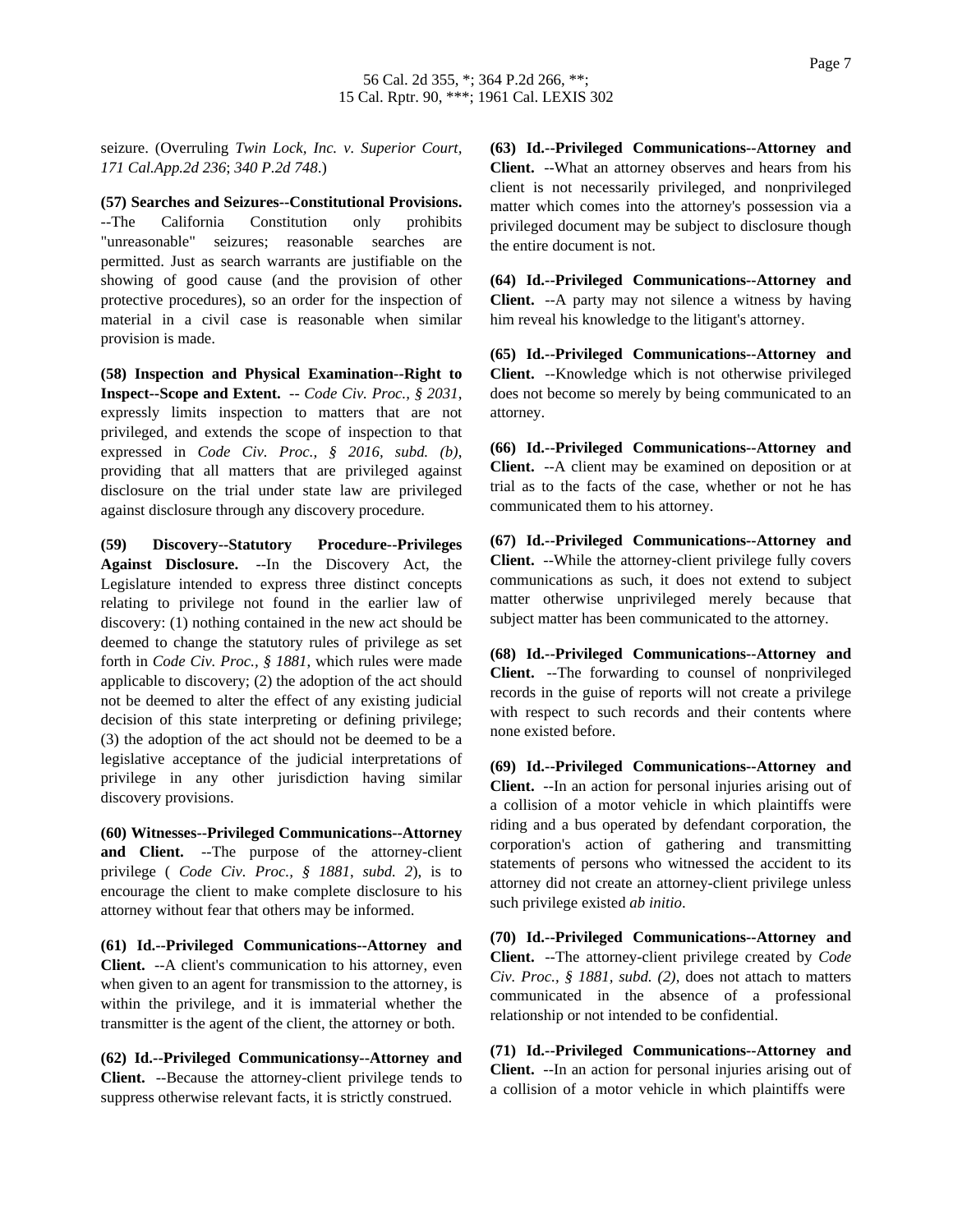seizure. (Overruling *Twin Lock, Inc. v. Superior Court, 171 Cal.App.2d 236*; *340 P.2d 748*.)

**(57) Searches and Seizures--Constitutional Provisions.** --The California Constitution only prohibits "unreasonable" seizures; reasonable searches are permitted. Just as search warrants are justifiable on the showing of good cause (and the provision of other protective procedures), so an order for the inspection of material in a civil case is reasonable when similar provision is made.

**(58) Inspection and Physical Examination--Right to Inspect--Scope and Extent.** -- *Code Civ. Proc., § 2031*, expressly limits inspection to matters that are not privileged, and extends the scope of inspection to that expressed in *Code Civ. Proc., § 2016, subd. (b)*, providing that all matters that are privileged against disclosure on the trial under state law are privileged against disclosure through any discovery procedure.

**(59) Discovery--Statutory Procedure--Privileges Against Disclosure.** --In the Discovery Act, the Legislature intended to express three distinct concepts relating to privilege not found in the earlier law of discovery: (1) nothing contained in the new act should be deemed to change the statutory rules of privilege as set forth in *Code Civ. Proc., § 1881*, which rules were made applicable to discovery; (2) the adoption of the act should not be deemed to alter the effect of any existing judicial decision of this state interpreting or defining privilege; (3) the adoption of the act should not be deemed to be a legislative acceptance of the judicial interpretations of privilege in any other jurisdiction having similar discovery provisions.

**(60) Witnesses--Privileged Communications--Attorney and Client.** --The purpose of the attorney-client privilege ( *Code Civ. Proc., § 1881, subd. 2*), is to encourage the client to make complete disclosure to his attorney without fear that others may be informed.

**(61) Id.--Privileged Communications--Attorney and Client.** --A client's communication to his attorney, even when given to an agent for transmission to the attorney, is within the privilege, and it is immaterial whether the transmitter is the agent of the client, the attorney or both.

**(62) Id.--Privileged Communicationsy--Attorney and Client.** --Because the attorney-client privilege tends to suppress otherwise relevant facts, it is strictly construed.

**(63) Id.--Privileged Communications--Attorney and Client.** --What an attorney observes and hears from his client is not necessarily privileged, and nonprivileged matter which comes into the attorney's possession via a privileged document may be subject to disclosure though the entire document is not.

**(64) Id.--Privileged Communications--Attorney and Client.** --A party may not silence a witness by having him reveal his knowledge to the litigant's attorney.

**(65) Id.--Privileged Communications--Attorney and Client.** --Knowledge which is not otherwise privileged does not become so merely by being communicated to an attorney.

**(66) Id.--Privileged Communications--Attorney and Client.** --A client may be examined on deposition or at trial as to the facts of the case, whether or not he has communicated them to his attorney.

**(67) Id.--Privileged Communications--Attorney and Client.** --While the attorney-client privilege fully covers communications as such, it does not extend to subject matter otherwise unprivileged merely because that subject matter has been communicated to the attorney.

**(68) Id.--Privileged Communications--Attorney and Client.** --The forwarding to counsel of nonprivileged records in the guise of reports will not create a privilege with respect to such records and their contents where none existed before.

**(69) Id.--Privileged Communications--Attorney and Client.** --In an action for personal injuries arising out of a collision of a motor vehicle in which plaintiffs were riding and a bus operated by defendant corporation, the corporation's action of gathering and transmitting statements of persons who witnessed the accident to its attorney did not create an attorney-client privilege unless such privilege existed *ab initio*.

**(70) Id.--Privileged Communications--Attorney and Client.** --The attorney-client privilege created by *Code Civ. Proc., § 1881, subd. (2)*, does not attach to matters communicated in the absence of a professional relationship or not intended to be confidential.

**(71) Id.--Privileged Communications--Attorney and Client.** --In an action for personal injuries arising out of a collision of a motor vehicle in which plaintiffs were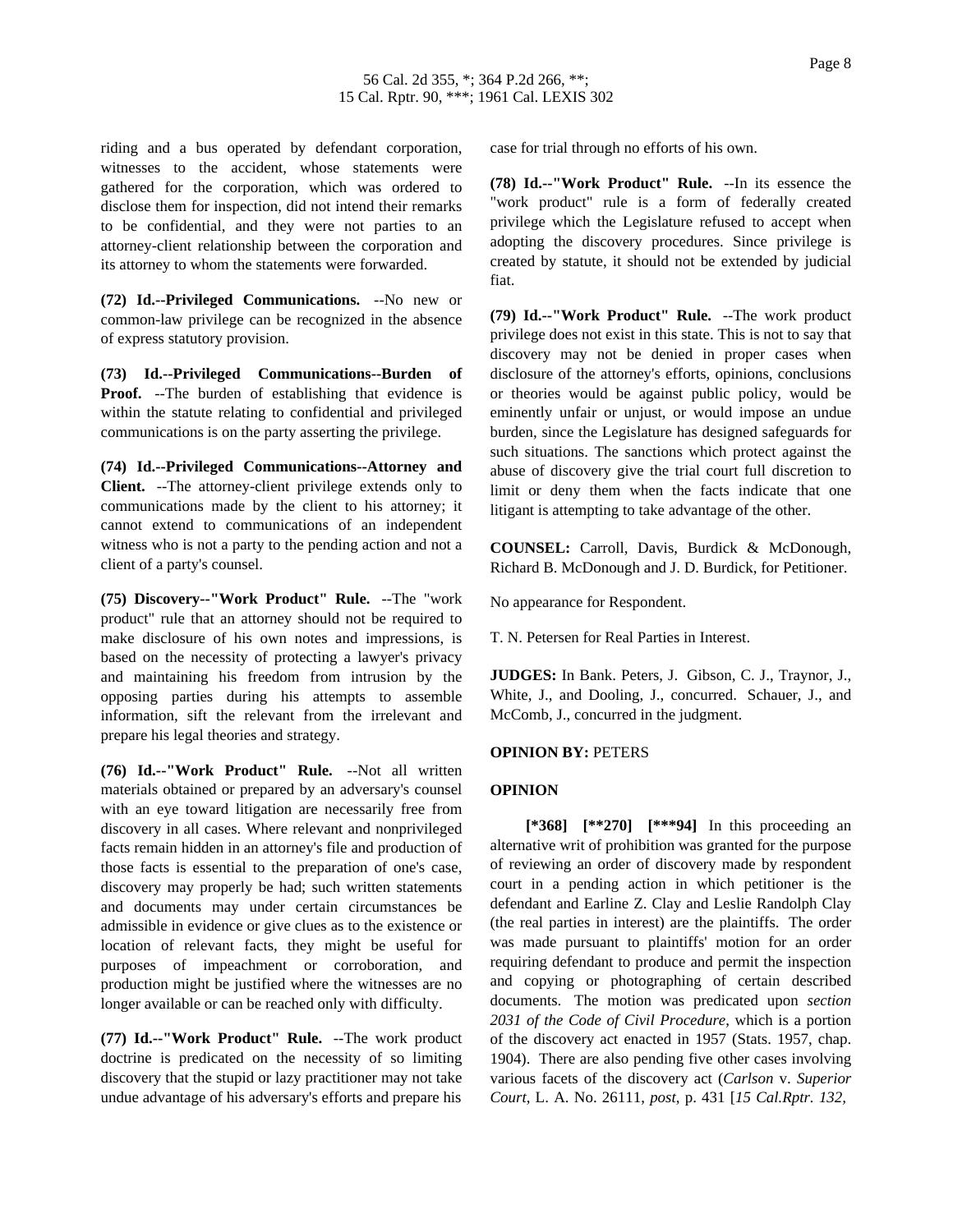riding and a bus operated by defendant corporation, witnesses to the accident, whose statements were gathered for the corporation, which was ordered to disclose them for inspection, did not intend their remarks to be confidential, and they were not parties to an attorney-client relationship between the corporation and its attorney to whom the statements were forwarded.

**(72) Id.--Privileged Communications.** --No new or common-law privilege can be recognized in the absence of express statutory provision.

**(73) Id.--Privileged Communications--Burden of Proof.** --The burden of establishing that evidence is within the statute relating to confidential and privileged communications is on the party asserting the privilege.

**(74) Id.--Privileged Communications--Attorney and Client.** --The attorney-client privilege extends only to communications made by the client to his attorney; it cannot extend to communications of an independent witness who is not a party to the pending action and not a client of a party's counsel.

**(75) Discovery--"Work Product" Rule.** --The "work product" rule that an attorney should not be required to make disclosure of his own notes and impressions, is based on the necessity of protecting a lawyer's privacy and maintaining his freedom from intrusion by the opposing parties during his attempts to assemble information, sift the relevant from the irrelevant and prepare his legal theories and strategy.

**(76) Id.--"Work Product" Rule.** --Not all written materials obtained or prepared by an adversary's counsel with an eye toward litigation are necessarily free from discovery in all cases. Where relevant and nonprivileged facts remain hidden in an attorney's file and production of those facts is essential to the preparation of one's case, discovery may properly be had; such written statements and documents may under certain circumstances be admissible in evidence or give clues as to the existence or location of relevant facts, they might be useful for purposes of impeachment or corroboration, and production might be justified where the witnesses are no longer available or can be reached only with difficulty.

**(77) Id.--"Work Product" Rule.** --The work product doctrine is predicated on the necessity of so limiting discovery that the stupid or lazy practitioner may not take undue advantage of his adversary's efforts and prepare his case for trial through no efforts of his own.

**(78) Id.--"Work Product" Rule.** --In its essence the "work product" rule is a form of federally created privilege which the Legislature refused to accept when adopting the discovery procedures. Since privilege is created by statute, it should not be extended by judicial fiat.

**(79) Id.--"Work Product" Rule.** --The work product privilege does not exist in this state. This is not to say that discovery may not be denied in proper cases when disclosure of the attorney's efforts, opinions, conclusions or theories would be against public policy, would be eminently unfair or unjust, or would impose an undue burden, since the Legislature has designed safeguards for such situations. The sanctions which protect against the abuse of discovery give the trial court full discretion to limit or deny them when the facts indicate that one litigant is attempting to take advantage of the other.

**COUNSEL:** Carroll, Davis, Burdick & McDonough, Richard B. McDonough and J. D. Burdick, for Petitioner.

No appearance for Respondent.

T. N. Petersen for Real Parties in Interest.

**JUDGES:** In Bank. Peters, J. Gibson, C. J., Traynor, J., White, J., and Dooling, J., concurred. Schauer, J., and McComb, J., concurred in the judgment.

**OPINION BY:** PETERS

**OPINION**

**[\*368] [\*\*270] [\*\*\*94]** In this proceeding an alternative writ of prohibition was granted for the purpose of reviewing an order of discovery made by respondent court in a pending action in which petitioner is the defendant and Earline Z. Clay and Leslie Randolph Clay (the real parties in interest) are the plaintiffs. The order was made pursuant to plaintiffs' motion for an order requiring defendant to produce and permit the inspection and copying or photographing of certain described documents. The motion was predicated upon *section 2031 of the Code of Civil Procedure*, which is a portion of the discovery act enacted in 1957 (Stats. 1957, chap. 1904). There are also pending five other cases involving various facets of the discovery act (*Carlson* v. *Superior Court*, L. A. No. 26111, *post*, p. 431 [*15 Cal.Rptr. 132,*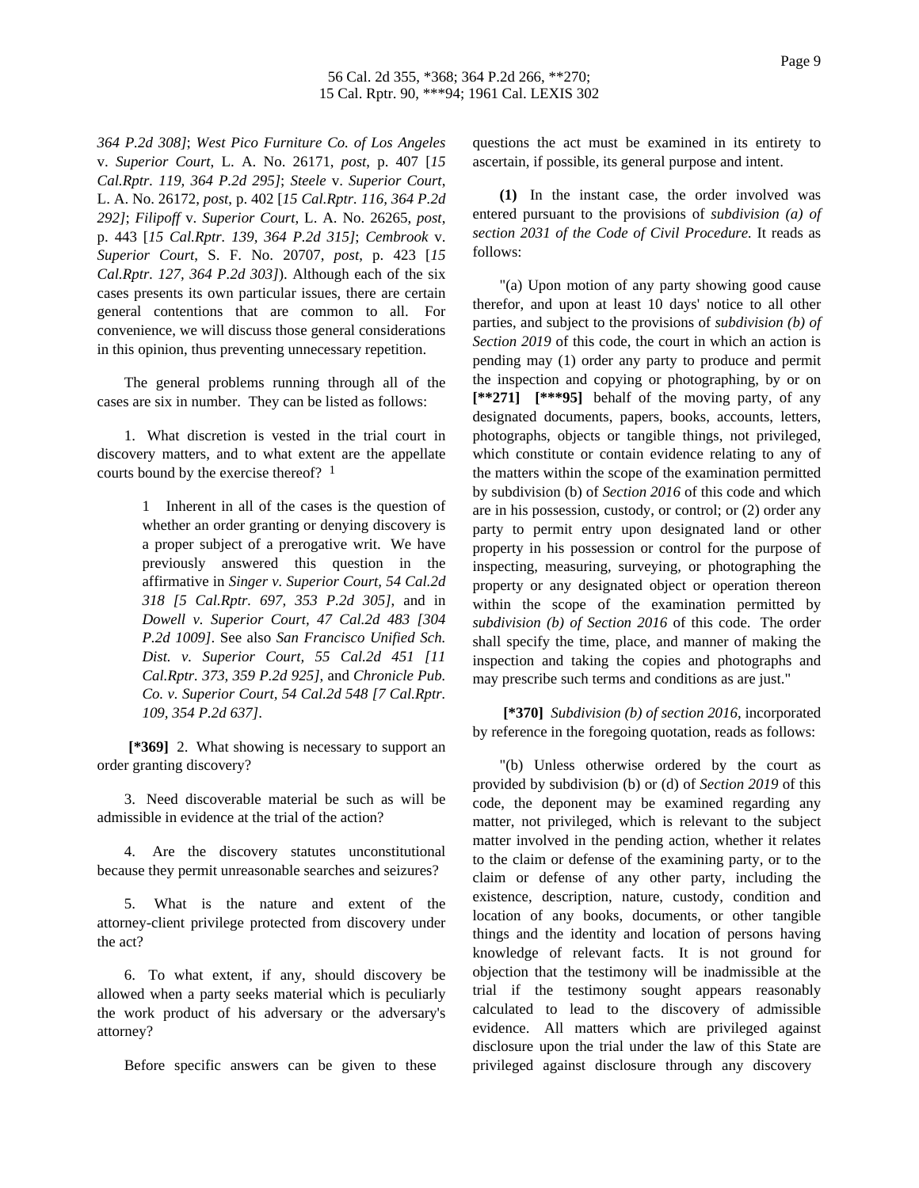*364 P.2d 308]*; *West Pico Furniture Co. of Los Angeles* v. *Superior Court*, L. A. No. 26171, *post*, p. 407 [*15 Cal.Rptr. 119, 364 P.2d 295]*; *Steele* v. *Superior Court*, L. A. No. 26172, *post*, p. 402 [*15 Cal.Rptr. 116, 364 P.2d 292]*; *Filipoff* v. *Superior Court*, L. A. No. 26265, *post*, p. 443 [*15 Cal.Rptr. 139, 364 P.2d 315]*; *Cembrook* v. *Superior Court*, S. F. No. 20707, *post*, p. 423 [*15 Cal.Rptr. 127, 364 P.2d 303]*). Although each of the six cases presents its own particular issues, there are certain general contentions that are common to all. For convenience, we will discuss those general considerations in this opinion, thus preventing unnecessary repetition.

The general problems running through all of the cases are six in number. They can be listed as follows:

1. What discretion is vested in the trial court in discovery matters, and to what extent are the appellate courts bound by the exercise thereof? [1]

> 1 Inherent in all of the cases is the question of whether an order granting or denying discovery is a proper subject of a prerogative writ. We have previously answered this question in the affirmative in *Singer v. Superior Court, 54 Cal.2d 318 [5 Cal.Rptr. 697, 353 P.2d 305]*, and in *Dowell v. Superior Court, 47 Cal.2d 483 [304 P.2d 1009]*. See also *San Francisco Unified Sch. Dist. v. Superior Court, 55 Cal.2d 451 [11 Cal.Rptr. 373, 359 P.2d 925]*, and *Chronicle Pub. Co. v. Superior Court, 54 Cal.2d 548 [7 Cal.Rptr. 109, 354 P.2d 637]*.

**[*369]** 2. What showing is necessary to support an order granting discovery?

3. Need discoverable material be such as will be admissible in evidence at the trial of the action?

4. Are the discovery statutes unconstitutional because they permit unreasonable searches and seizures?

5. What is the nature and extent of the attorney-client privilege protected from discovery under the act?

6. To what extent, if any, should discovery be allowed when a party seeks material which is peculiarly the work product of his adversary or the adversary's attorney?

Before specific answers can be given to these questions the act must be examined in its entirety to ascertain, if possible, its general purpose and intent.

**(1)** In the instant case, the order involved was entered pursuant to the provisions of *subdivision (a) of section 2031 of the Code of Civil Procedure*. It reads as follows:

"(a) Upon motion of any party showing good cause therefor, and upon at least 10 days' notice to all other parties, and subject to the provisions of *subdivision (b) of Section 2019* of this code, the court in which an action is pending may (1) order any party to produce and permit the inspection and copying or photographing, by or on **[**271]** **[***95]** behalf of the moving party, of any designated documents, papers, books, accounts, letters, photographs, objects or tangible things, not privileged, which constitute or contain evidence relating to any of the matters within the scope of the examination permitted by subdivision (b) of *Section 2016* of this code and which are in his possession, custody, or control; or (2) order any party to permit entry upon designated land or other property in his possession or control for the purpose of inspecting, measuring, surveying, or photographing the property or any designated object or operation thereon within the scope of the examination permitted by *subdivision (b) of Section 2016* of this code. The order shall specify the time, place, and manner of making the inspection and taking the copies and photographs and may prescribe such terms and conditions as are just."

**[*370]** *Subdivision (b) of section 2016*, incorporated by reference in the foregoing quotation, reads as follows:

"(b) Unless otherwise ordered by the court as provided by subdivision (b) or (d) of *Section 2019* of this code, the deponent may be examined regarding any matter, not privileged, which is relevant to the subject matter involved in the pending action, whether it relates to the claim or defense of the examining party, or to the claim or defense of any other party, including the existence, description, nature, custody, condition and location of any books, documents, or other tangible things and the identity and location of persons having knowledge of relevant facts. It is not ground for objection that the testimony will be inadmissible at the trial if the testimony sought appears reasonably calculated to lead to the discovery of admissible evidence. All matters which are privileged against disclosure upon the trial under the law of this State are privileged against disclosure through any discovery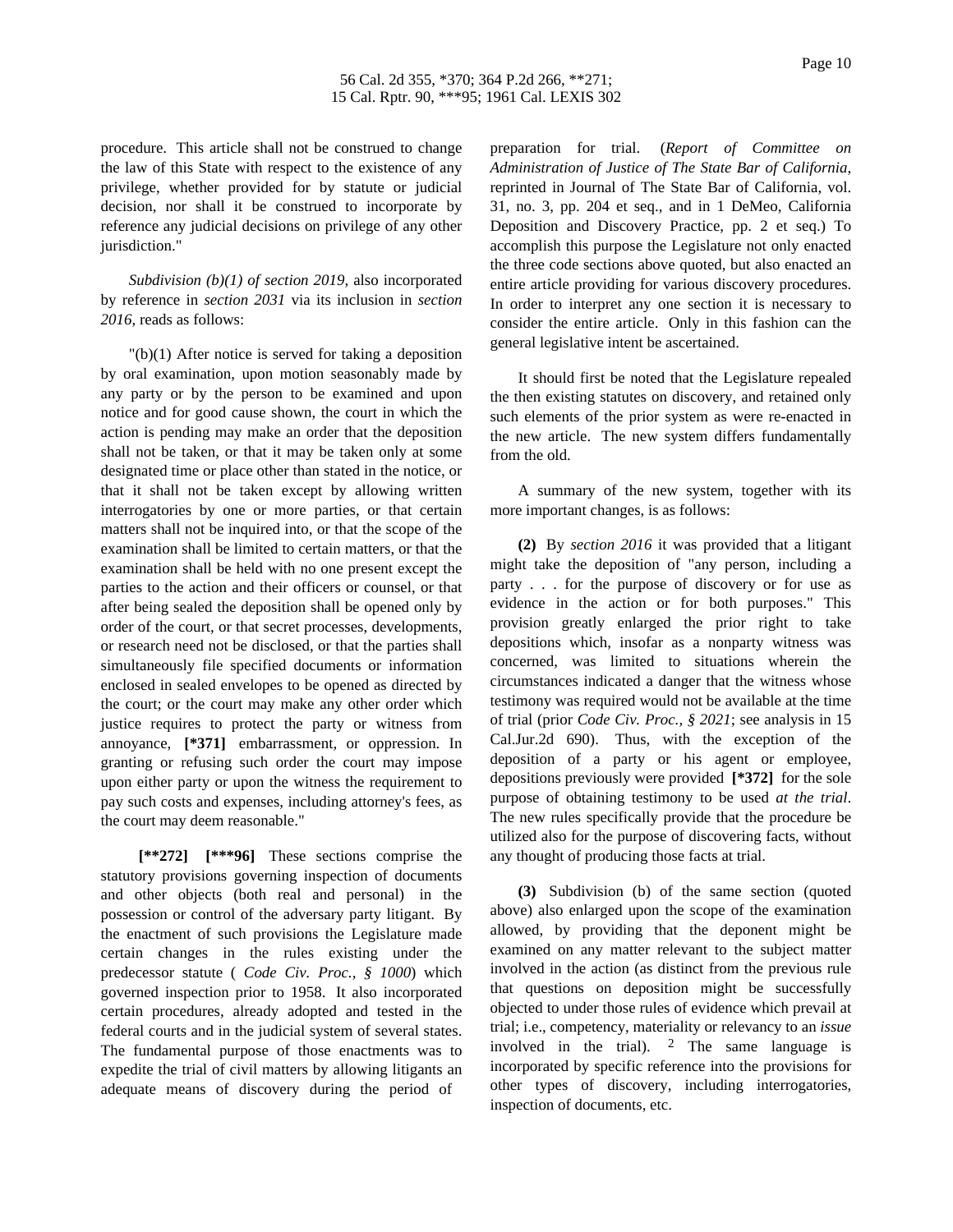procedure. This article shall not be construed to change the law of this State with respect to the existence of any privilege, whether provided for by statute or judicial decision, nor shall it be construed to incorporate by reference any judicial decisions on privilege of any other jurisdiction."

*Subdivision (b)(1) of section 2019*, also incorporated by reference in *section 2031* via its inclusion in *section 2016*, reads as follows:

"(b)(1) After notice is served for taking a deposition by oral examination, upon motion seasonably made by any party or by the person to be examined and upon notice and for good cause shown, the court in which the action is pending may make an order that the deposition shall not be taken, or that it may be taken only at some designated time or place other than stated in the notice, or that it shall not be taken except by allowing written interrogatories by one or more parties, or that certain matters shall not be inquired into, or that the scope of the examination shall be limited to certain matters, or that the examination shall be held with no one present except the parties to the action and their officers or counsel, or that after being sealed the deposition shall be opened only by order of the court, or that secret processes, developments, or research need not be disclosed, or that the parties shall simultaneously file specified documents or information enclosed in sealed envelopes to be opened as directed by the court; or the court may make any other order which justice requires to protect the party or witness from annoyance, **[*371]** embarrassment, or oppression. In granting or refusing such order the court may impose upon either party or upon the witness the requirement to pay such costs and expenses, including attorney's fees, as the court may deem reasonable."

**[**272]** **[***96]** These sections comprise the statutory provisions governing inspection of documents and other objects (both real and personal) in the possession or control of the adversary party litigant. By the enactment of such provisions the Legislature made certain changes in the rules existing under the predecessor statute ( *Code Civ. Proc., § 1000*) which governed inspection prior to 1958. It also incorporated certain procedures, already adopted and tested in the federal courts and in the judicial system of several states. The fundamental purpose of those enactments was to expedite the trial of civil matters by allowing litigants an adequate means of discovery during the period of preparation for trial. (*Report of Committee on Administration of Justice of The State Bar of California*, reprinted in Journal of The State Bar of California, vol. 31, no. 3, pp. 204 et seq., and in 1 DeMeo, California Deposition and Discovery Practice, pp. 2 et seq.) To accomplish this purpose the Legislature not only enacted the three code sections above quoted, but also enacted an entire article providing for various discovery procedures. In order to interpret any one section it is necessary to consider the entire article. Only in this fashion can the general legislative intent be ascertained.

It should first be noted that the Legislature repealed the then existing statutes on discovery, and retained only such elements of the prior system as were re-enacted in the new article. The new system differs fundamentally from the old.

A summary of the new system, together with its more important changes, is as follows:

**(2)** By *section 2016* it was provided that a litigant might take the deposition of "any person, including a party . . . for the purpose of discovery or for use as evidence in the action or for both purposes." This provision greatly enlarged the prior right to take depositions which, insofar as a nonparty witness was concerned, was limited to situations wherein the circumstances indicated a danger that the witness whose testimony was required would not be available at the time of trial (prior *Code Civ. Proc., § 2021*; see analysis in 15 Cal.Jur.2d 690). Thus, with the exception of the deposition of a party or his agent or employee, depositions previously were provided **[*372]** for the sole purpose of obtaining testimony to be used *at the trial*. The new rules specifically provide that the procedure be utilized also for the purpose of discovering facts, without any thought of producing those facts at trial.

**(3)** Subdivision (b) of the same section (quoted above) also enlarged upon the scope of the examination allowed, by providing that the deponent might be examined on any matter relevant to the subject matter involved in the action (as distinct from the previous rule that questions on deposition might be successfully objected to under those rules of evidence which prevail at trial; i.e., competency, materiality or relevancy to an *issue* involved in the trial). [2] The same language is incorporated by specific reference into the provisions for other types of discovery, including interrogatories, inspection of documents, etc.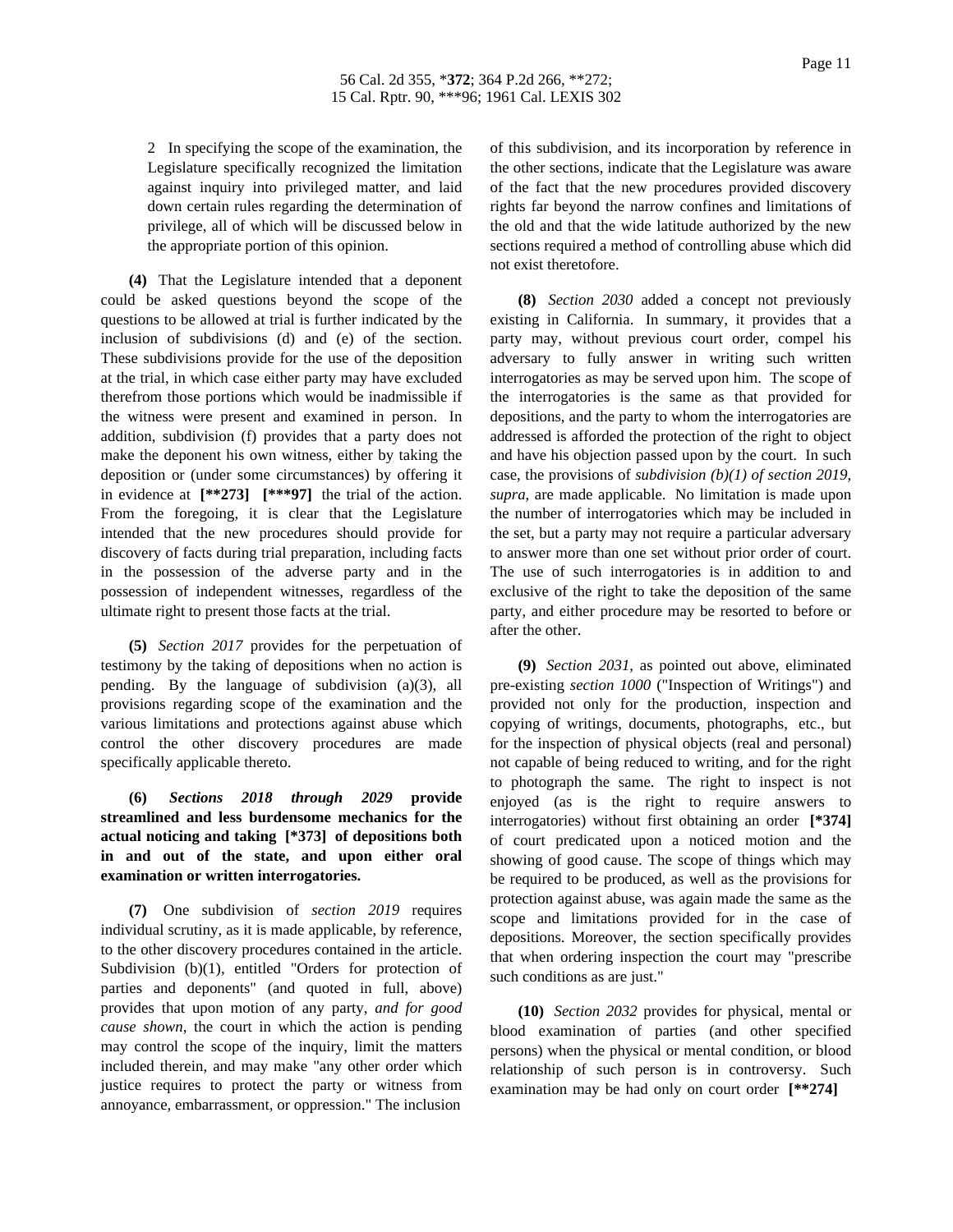2 In specifying the scope of the examination, the Legislature specifically recognized the limitation against inquiry into privileged matter, and laid down certain rules regarding the determination of privilege, all of which will be discussed below in the appropriate portion of this opinion.

**(4)** That the Legislature intended that a deponent could be asked questions beyond the scope of the questions to be allowed at trial is further indicated by the inclusion of subdivisions (d) and (e) of the section. These subdivisions provide for the use of the deposition at the trial, in which case either party may have excluded therefrom those portions which would be inadmissible if the witness were present and examined in person. In addition, subdivision (f) provides that a party does not make the deponent his own witness, either by taking the deposition or (under some circumstances) by offering it in evidence at **[**273] [***97]** the trial of the action. From the foregoing, it is clear that the Legislature intended that the new procedures should provide for discovery of facts during trial preparation, including facts in the possession of the adverse party and in the possession of independent witnesses, regardless of the ultimate right to present those facts at the trial.

**(5)** *Section 2017* provides for the perpetuation of testimony by the taking of depositions when no action is pending. By the language of subdivision (a)(3), all provisions regarding scope of the examination and the various limitations and protections against abuse which control the other discovery procedures are made specifically applicable thereto.

**(6)** ***Sections 2018 through 2029*** **provide streamlined and less burdensome mechanics for the actual noticing and taking [*373] of depositions both in and out of the state, and upon either oral examination or written interrogatories.**

**(7)** One subdivision of *section 2019* requires individual scrutiny, as it is made applicable, by reference, to the other discovery procedures contained in the article. Subdivision (b)(1), entitled "Orders for protection of parties and deponents" (and quoted in full, above) provides that upon motion of any party, *and for good cause shown*, the court in which the action is pending may control the scope of the inquiry, limit the matters included therein, and may make "any other order which justice requires to protect the party or witness from annoyance, embarrassment, or oppression." The inclusion of this subdivision, and its incorporation by reference in the other sections, indicate that the Legislature was aware of the fact that the new procedures provided discovery rights far beyond the narrow confines and limitations of the old and that the wide latitude authorized by the new sections required a method of controlling abuse which did not exist theretofore.

**(8)** *Section 2030* added a concept not previously existing in California. In summary, it provides that a party may, without previous court order, compel his adversary to fully answer in writing such written interrogatories as may be served upon him. The scope of the interrogatories is the same as that provided for depositions, and the party to whom the interrogatories are addressed is afforded the protection of the right to object and have his objection passed upon by the court. In such case, the provisions of *subdivision (b)(1) of section 2019, supra*, are made applicable. No limitation is made upon the number of interrogatories which may be included in the set, but a party may not require a particular adversary to answer more than one set without prior order of court. The use of such interrogatories is in addition to and exclusive of the right to take the deposition of the same party, and either procedure may be resorted to before or after the other.

**(9)** *Section 2031*, as pointed out above, eliminated pre-existing *section 1000* ("Inspection of Writings") and provided not only for the production, inspection and copying of writings, documents, photographs, etc., but for the inspection of physical objects (real and personal) not capable of being reduced to writing, and for the right to photograph the same. The right to inspect is not enjoyed (as is the right to require answers to interrogatories) without first obtaining an order **[*374]** of court predicated upon a noticed motion and the showing of good cause. The scope of things which may be required to be produced, as well as the provisions for protection against abuse, was again made the same as the scope and limitations provided for in the case of depositions. Moreover, the section specifically provides that when ordering inspection the court may "prescribe such conditions as are just."

**(10)** *Section 2032* provides for physical, mental or blood examination of parties (and other specified persons) when the physical or mental condition, or blood relationship of such person is in controversy. Such examination may be had only on court order **[**274]**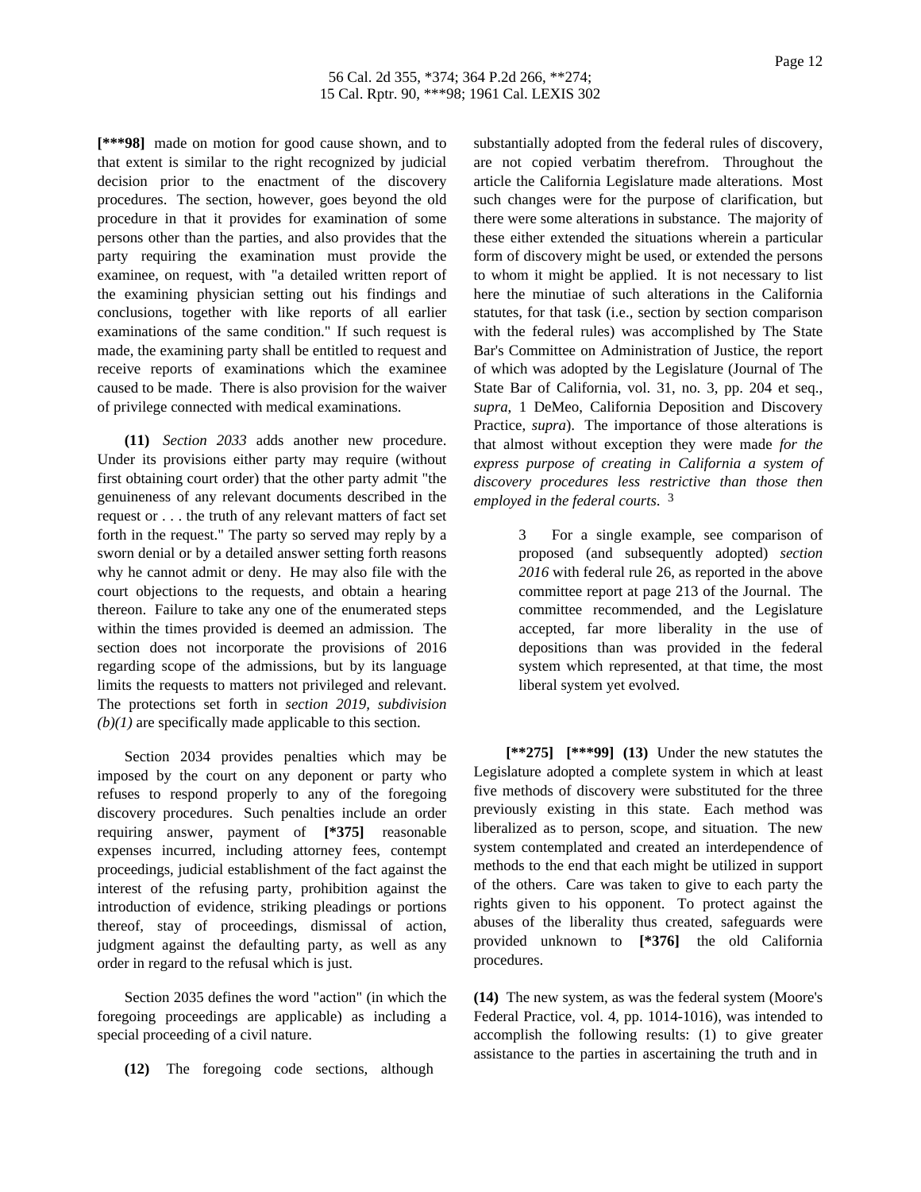**[***98]** made on motion for good cause shown, and to that extent is similar to the right recognized by judicial decision prior to the enactment of the discovery procedures. The section, however, goes beyond the old procedure in that it provides for examination of some persons other than the parties, and also provides that the party requiring the examination must provide the examinee, on request, with "a detailed written report of the examining physician setting out his findings and conclusions, together with like reports of all earlier examinations of the same condition." If such request is made, the examining party shall be entitled to request and receive reports of examinations which the examinee caused to be made. There is also provision for the waiver of privilege connected with medical examinations.

**(11)** *Section 2033* adds another new procedure. Under its provisions either party may require (without first obtaining court order) that the other party admit "the genuineness of any relevant documents described in the request or . . . the truth of any relevant matters of fact set forth in the request." The party so served may reply by a sworn denial or by a detailed answer setting forth reasons why he cannot admit or deny. He may also file with the court objections to the requests, and obtain a hearing thereon. Failure to take any one of the enumerated steps within the times provided is deemed an admission. The section does not incorporate the provisions of 2016 regarding scope of the admissions, but by its language limits the requests to matters not privileged and relevant. The protections set forth in *section 2019, subdivision (b)(1)* are specifically made applicable to this section.

Section 2034 provides penalties which may be imposed by the court on any deponent or party who refuses to respond properly to any of the foregoing discovery procedures. Such penalties include an order requiring answer, payment of **[*375]** reasonable expenses incurred, including attorney fees, contempt proceedings, judicial establishment of the fact against the interest of the refusing party, prohibition against the introduction of evidence, striking pleadings or portions thereof, stay of proceedings, dismissal of action, judgment against the defaulting party, as well as any order in regard to the refusal which is just.

Section 2035 defines the word "action" (in which the foregoing proceedings are applicable) as including a special proceeding of a civil nature.

**(12)** The foregoing code sections, although substantially adopted from the federal rules of discovery, are not copied verbatim therefrom. Throughout the article the California Legislature made alterations. Most such changes were for the purpose of clarification, but there were some alterations in substance. The majority of these either extended the situations wherein a particular form of discovery might be used, or extended the persons to whom it might be applied. It is not necessary to list here the minutiae of such alterations in the California statutes, for that task (i.e., section by section comparison with the federal rules) was accomplished by The State Bar's Committee on Administration of Justice, the report of which was adopted by the Legislature (Journal of The State Bar of California, vol. 31, no. 3, pp. 204 et seq., *supra*, 1 DeMeo, California Deposition and Discovery Practice, *supra*). The importance of those alterations is that almost without exception they were made *for the express purpose of creating in California a system of discovery procedures less restrictive than those then employed in the federal courts.* [3]

> 3 For a single example, see comparison of proposed (and subsequently adopted) *section 2016* with federal rule 26, as reported in the above committee report at page 213 of the Journal. The committee recommended, and the Legislature accepted, far more liberality in the use of depositions than was provided in the federal system which represented, at that time, the most liberal system yet evolved.

**[**275]** **[***99]** **(13)** Under the new statutes the Legislature adopted a complete system in which at least five methods of discovery were substituted for the three previously existing in this state. Each method was liberalized as to person, scope, and situation. The new system contemplated and created an interdependence of methods to the end that each might be utilized in support of the others. Care was taken to give to each party the rights given to his opponent. To protect against the abuses of the liberality thus created, safeguards were provided unknown to **[*376]** the old California procedures.

**(14)** The new system, as was the federal system (Moore's Federal Practice, vol. 4, pp. 1014-1016), was intended to accomplish the following results: (1) to give greater assistance to the parties in ascertaining the truth and in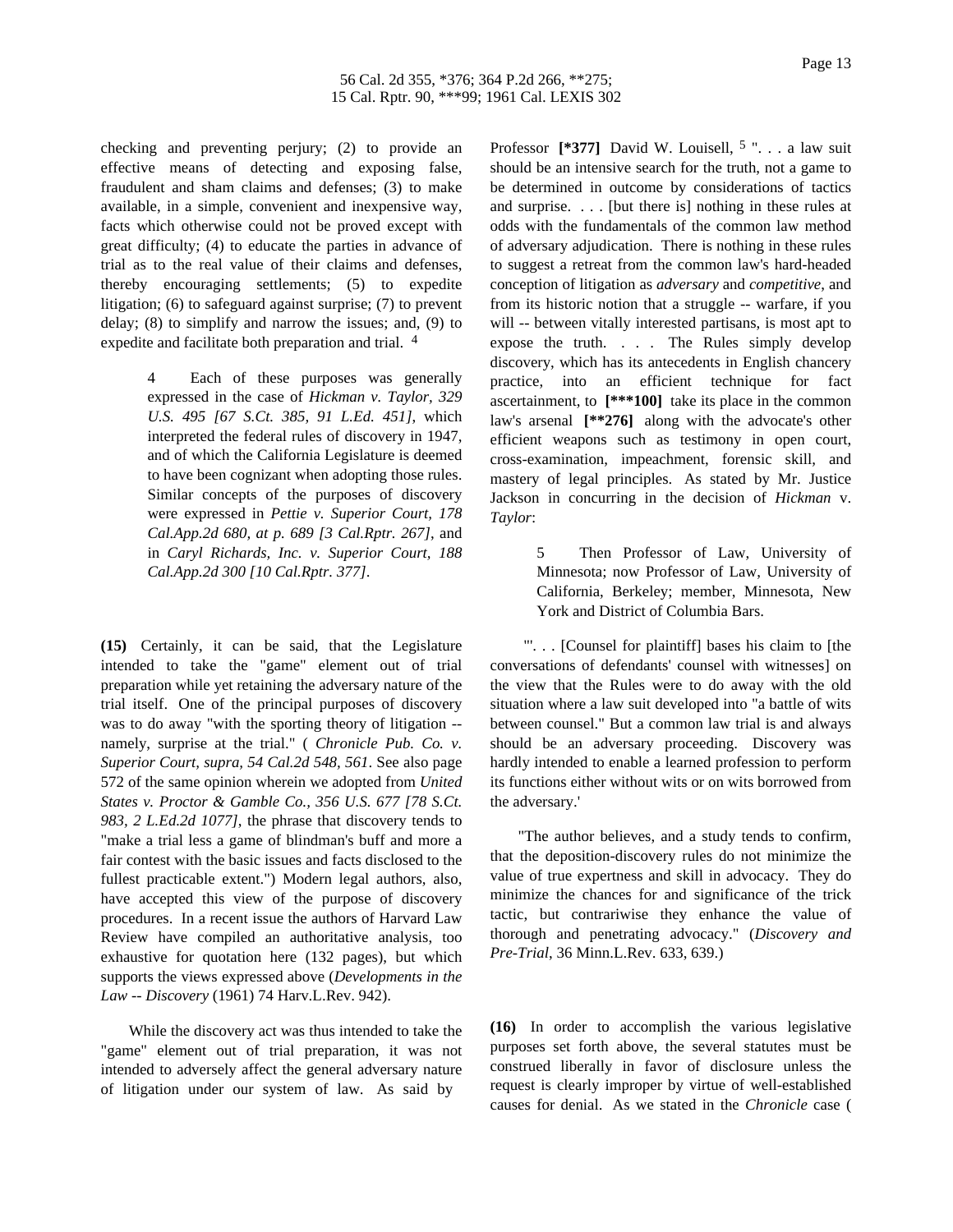checking and preventing perjury; (2) to provide an effective means of detecting and exposing false, fraudulent and sham claims and defenses; (3) to make available, in a simple, convenient and inexpensive way, facts which otherwise could not be proved except with great difficulty; (4) to educate the parties in advance of trial as to the real value of their claims and defenses, thereby encouraging settlements; (5) to expedite litigation; (6) to safeguard against surprise; (7) to prevent delay; (8) to simplify and narrow the issues; and, (9) to expedite and facilitate both preparation and trial. [4]

> 4 Each of these purposes was generally expressed in the case of *Hickman v. Taylor, 329 U.S. 495 [67 S.Ct. 385, 91 L.Ed. 451]*, which interpreted the federal rules of discovery in 1947, and of which the California Legislature is deemed to have been cognizant when adopting those rules. Similar concepts of the purposes of discovery were expressed in *Pettie v. Superior Court, 178 Cal.App.2d 680, at p. 689 [3 Cal.Rptr. 267]*, and in *Caryl Richards, Inc. v. Superior Court, 188 Cal.App.2d 300 [10 Cal.Rptr. 377]*.

**(15)** Certainly, it can be said, that the Legislature intended to take the "game" element out of trial preparation while yet retaining the adversary nature of the trial itself. One of the principal purposes of discovery was to do away "with the sporting theory of litigation -- namely, surprise at the trial." ( *Chronicle Pub. Co. v. Superior Court, supra, 54 Cal.2d 548, 561*. See also page 572 of the same opinion wherein we adopted from *United States v. Proctor & Gamble Co., 356 U.S. 677 [78 S.Ct. 983, 2 L.Ed.2d 1077]*, the phrase that discovery tends to "make a trial less a game of blindman's buff and more a fair contest with the basic issues and facts disclosed to the fullest practicable extent.") Modern legal authors, also, have accepted this view of the purpose of discovery procedures. In a recent issue the authors of Harvard Law Review have compiled an authoritative analysis, too exhaustive for quotation here (132 pages), but which supports the views expressed above (*Developments in the Law -- Discovery* (1961) 74 Harv.L.Rev. 942).

While the discovery act was thus intended to take the "game" element out of trial preparation, it was not intended to adversely affect the general adversary nature of litigation under our system of law. As said by Professor **[\*377]** David W. Louisell, [5] ". . . a law suit should be an intensive search for the truth, not a game to be determined in outcome by considerations of tactics and surprise. . . . [but there is] nothing in these rules at odds with the fundamentals of the common law method of adversary adjudication. There is nothing in these rules to suggest a retreat from the common law's hard-headed conception of litigation as *adversary* and *competitive*, and from its historic notion that a struggle -- warfare, if you will -- between vitally interested partisans, is most apt to expose the truth. . . . The Rules simply develop discovery, which has its antecedents in English chancery practice, into an efficient technique for fact ascertainment, to **[\*\*\*100]** take its place in the common law's arsenal **[\*\*276]** along with the advocate's other efficient weapons such as testimony in open court, cross-examination, impeachment, forensic skill, and mastery of legal principles. As stated by Mr. Justice Jackson in concurring in the decision of *Hickman* v. *Taylor*:

> 5 Then Professor of Law, University of Minnesota; now Professor of Law, University of California, Berkeley; member, Minnesota, New York and District of Columbia Bars.

"'. . . [Counsel for plaintiff] bases his claim to [the conversations of defendants' counsel with witnesses] on the view that the Rules were to do away with the old situation where a law suit developed into "a battle of wits between counsel." But a common law trial is and always should be an adversary proceeding. Discovery was hardly intended to enable a learned profession to perform its functions either without wits or on wits borrowed from the adversary.'

"The author believes, and a study tends to confirm, that the deposition-discovery rules do not minimize the value of true expertness and skill in advocacy. They do minimize the chances for and significance of the trick tactic, but contrariwise they enhance the value of thorough and penetrating advocacy." (*Discovery and Pre-Trial*, 36 Minn.L.Rev. 633, 639.)

**(16)** In order to accomplish the various legislative purposes set forth above, the several statutes must be construed liberally in favor of disclosure unless the request is clearly improper by virtue of well-established causes for denial. As we stated in the *Chronicle* case (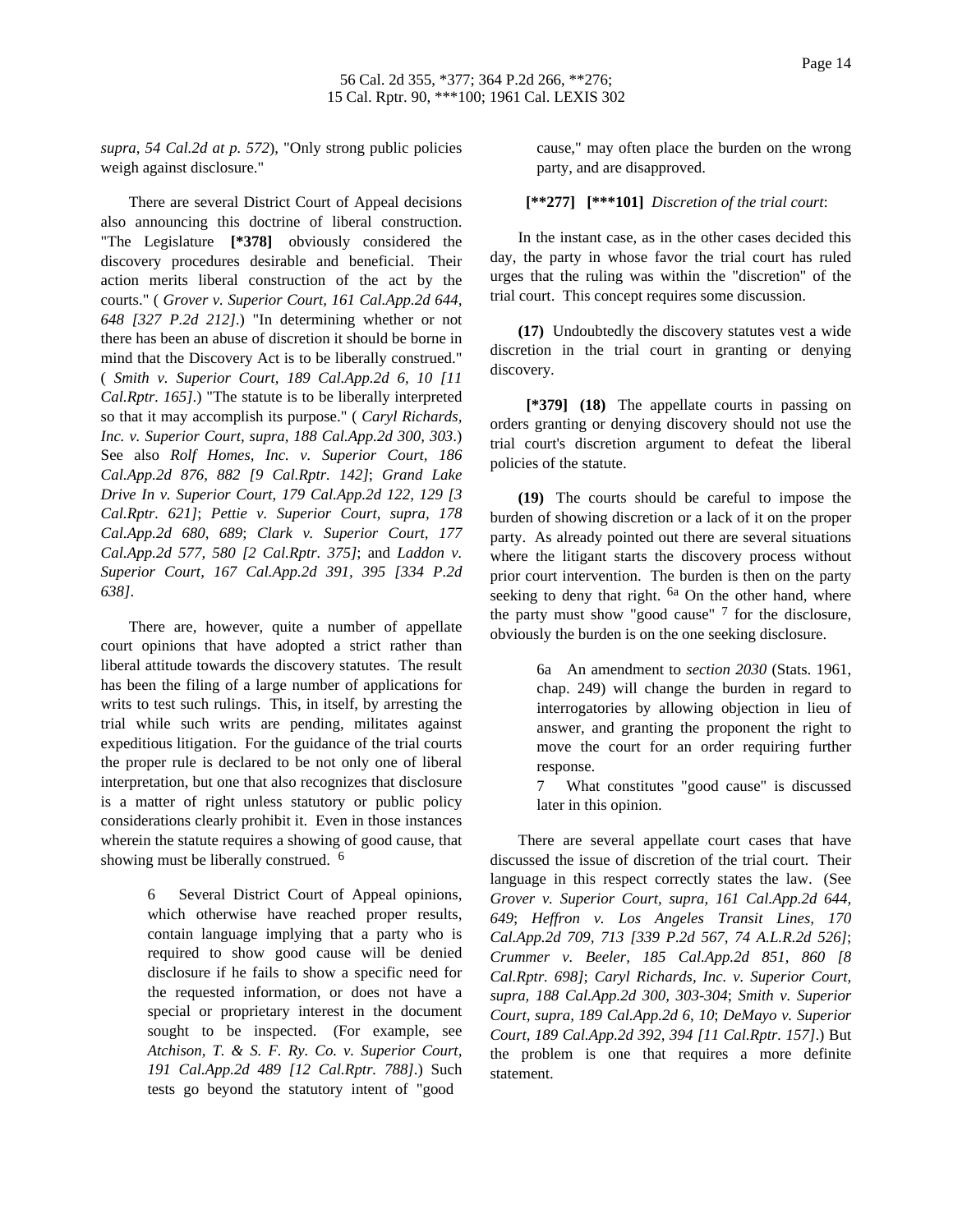*supra, 54 Cal.2d at p. 572*), "Only strong public policies weigh against disclosure."

There are several District Court of Appeal decisions also announcing this doctrine of liberal construction. "The Legislature **[*378]** obviously considered the discovery procedures desirable and beneficial. Their action merits liberal construction of the act by the courts." ( *Grover v. Superior Court, 161 Cal.App.2d 644, 648 [327 P.2d 212]*.) "In determining whether or not there has been an abuse of discretion it should be borne in mind that the Discovery Act is to be liberally construed." ( *Smith v. Superior Court, 189 Cal.App.2d 6, 10 [11 Cal.Rptr. 165]*.) "The statute is to be liberally interpreted so that it may accomplish its purpose." ( *Caryl Richards, Inc. v. Superior Court, supra, 188 Cal.App.2d 300, 303*.) See also *Rolf Homes, Inc. v. Superior Court, 186 Cal.App.2d 876, 882 [9 Cal.Rptr. 142]*; *Grand Lake Drive In v. Superior Court, 179 Cal.App.2d 122, 129 [3 Cal.Rptr. 621]*; *Pettie v. Superior Court, supra, 178 Cal.App.2d 680, 689*; *Clark v. Superior Court, 177 Cal.App.2d 577, 580 [2 Cal.Rptr. 375]*; and *Laddon v. Superior Court, 167 Cal.App.2d 391, 395 [334 P.2d 638]*.

There are, however, quite a number of appellate court opinions that have adopted a strict rather than liberal attitude towards the discovery statutes. The result has been the filing of a large number of applications for writs to test such rulings. This, in itself, by arresting the trial while such writs are pending, militates against expeditious litigation. For the guidance of the trial courts the proper rule is declared to be not only one of liberal interpretation, but one that also recognizes that disclosure is a matter of right unless statutory or public policy considerations clearly prohibit it. Even in those instances wherein the statute requires a showing of good cause, that showing must be liberally construed. [6]

> 6 Several District Court of Appeal opinions, which otherwise have reached proper results, contain language implying that a party who is required to show good cause will be denied disclosure if he fails to show a specific need for the requested information, or does not have a special or proprietary interest in the document sought to be inspected. (For example, see *Atchison, T. & S. F. Ry. Co. v. Superior Court, 191 Cal.App.2d 489 [12 Cal.Rptr. 788]*.) Such tests go beyond the statutory intent of "good cause," may often place the burden on the wrong party, and are disapproved.

**[**277] [***101]** *Discretion of the trial court*:

In the instant case, as in the other cases decided this day, the party in whose favor the trial court has ruled urges that the ruling was within the "discretion" of the trial court. This concept requires some discussion.

**(17)** Undoubtedly the discovery statutes vest a wide discretion in the trial court in granting or denying discovery.

**[*379] (18)** The appellate courts in passing on orders granting or denying discovery should not use the trial court's discretion argument to defeat the liberal policies of the statute.

**(19)** The courts should be careful to impose the burden of showing discretion or a lack of it on the proper party. As already pointed out there are several situations where the litigant starts the discovery process without prior court intervention. The burden is then on the party seeking to deny that right. [6a] On the other hand, where the party must show "good cause" [7] for the disclosure, obviously the burden is on the one seeking disclosure.

> 6a An amendment to *section 2030* (Stats. 1961, chap. 249) will change the burden in regard to interrogatories by allowing objection in lieu of answer, and granting the proponent the right to move the court for an order requiring further response.
>
> 7 What constitutes "good cause" is discussed later in this opinion.

There are several appellate court cases that have discussed the issue of discretion of the trial court. Their language in this respect correctly states the law. (See *Grover v. Superior Court, supra, 161 Cal.App.2d 644, 649*; *Heffron v. Los Angeles Transit Lines, 170 Cal.App.2d 709, 713 [339 P.2d 567, 74 A.L.R.2d 526]*; *Crummer v. Beeler, 185 Cal.App.2d 851, 860 [8 Cal.Rptr. 698]*; *Caryl Richards, Inc. v. Superior Court, supra, 188 Cal.App.2d 300, 303-304*; *Smith v. Superior Court, supra, 189 Cal.App.2d 6, 10*; *DeMayo v. Superior Court, 189 Cal.App.2d 392, 394 [11 Cal.Rptr. 157]*.) But the problem is one that requires a more definite statement.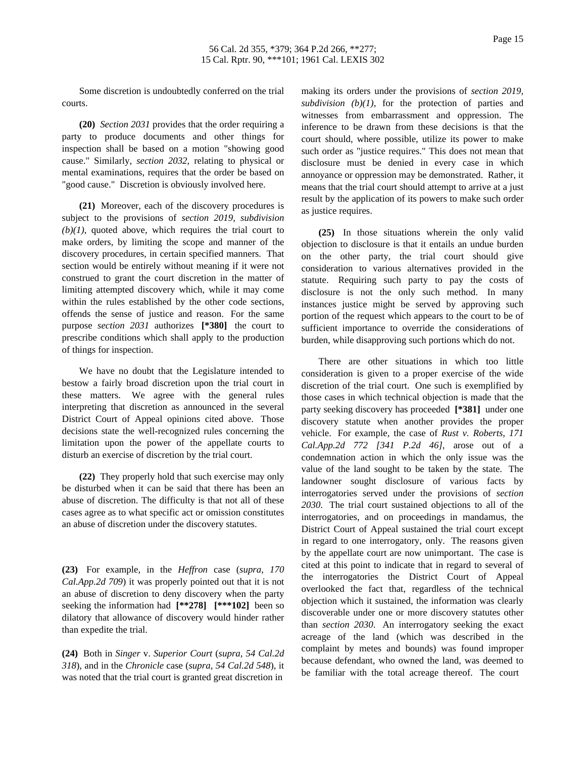Some discretion is undoubtedly conferred on the trial courts.

**(20)** *Section 2031* provides that the order requiring a party to produce documents and other things for inspection shall be based on a motion "showing good cause." Similarly, *section 2032*, relating to physical or mental examinations, requires that the order be based on "good cause." Discretion is obviously involved here.

**(21)** Moreover, each of the discovery procedures is subject to the provisions of *section 2019, subdivision (b)(1)*, quoted above, which requires the trial court to make orders, by limiting the scope and manner of the discovery procedures, in certain specified manners. That section would be entirely without meaning if it were not construed to grant the court discretion in the matter of limiting attempted discovery which, while it may come within the rules established by the other code sections, offends the sense of justice and reason. For the same purpose *section 2031* authorizes **[*380]** the court to prescribe conditions which shall apply to the production of things for inspection.

We have no doubt that the Legislature intended to bestow a fairly broad discretion upon the trial court in these matters. We agree with the general rules interpreting that discretion as announced in the several District Court of Appeal opinions cited above. Those decisions state the well-recognized rules concerning the limitation upon the power of the appellate courts to disturb an exercise of discretion by the trial court.

**(22)** They properly hold that such exercise may only be disturbed when it can be said that there has been an abuse of discretion. The difficulty is that not all of these cases agree as to what specific act or omission constitutes an abuse of discretion under the discovery statutes.

**(23)** For example, in the *Heffron* case (*supra*, *170 Cal.App.2d 709*) it was properly pointed out that it is not an abuse of discretion to deny discovery when the party seeking the information had **[**278]** **[***102]** been so dilatory that allowance of discovery would hinder rather than expedite the trial.

**(24)** Both in *Singer* v. *Superior Court* (*supra*, *54 Cal.2d 318*), and in the *Chronicle* case (*supra*, *54 Cal.2d 548*), it was noted that the trial court is granted great discretion in making its orders under the provisions of *section 2019, subdivision (b)(1)*, for the protection of parties and witnesses from embarrassment and oppression. The inference to be drawn from these decisions is that the court should, where possible, utilize its power to make such order as "justice requires." This does not mean that disclosure must be denied in every case in which annoyance or oppression may be demonstrated. Rather, it means that the trial court should attempt to arrive at a just result by the application of its powers to make such order as justice requires.

**(25)** In those situations wherein the only valid objection to disclosure is that it entails an undue burden on the other party, the trial court should give consideration to various alternatives provided in the statute. Requiring such party to pay the costs of disclosure is not the only such method. In many instances justice might be served by approving such portion of the request which appears to the court to be of sufficient importance to override the considerations of burden, while disapproving such portions which do not.

There are other situations in which too little consideration is given to a proper exercise of the wide discretion of the trial court. One such is exemplified by those cases in which technical objection is made that the party seeking discovery has proceeded **[*381]** under one discovery statute when another provides the proper vehicle. For example, the case of *Rust v. Roberts, 171 Cal.App.2d 772 [341 P.2d 46]*, arose out of a condemnation action in which the only issue was the value of the land sought to be taken by the state. The landowner sought disclosure of various facts by interrogatories served under the provisions of *section 2030*. The trial court sustained objections to all of the interrogatories, and on proceedings in mandamus, the District Court of Appeal sustained the trial court except in regard to one interrogatory, only. The reasons given by the appellate court are now unimportant. The case is cited at this point to indicate that in regard to several of the interrogatories the District Court of Appeal overlooked the fact that, regardless of the technical objection which it sustained, the information was clearly discoverable under one or more discovery statutes other than *section 2030*. An interrogatory seeking the exact acreage of the land (which was described in the complaint by metes and bounds) was found improper because defendant, who owned the land, was deemed to be familiar with the total acreage thereof. The court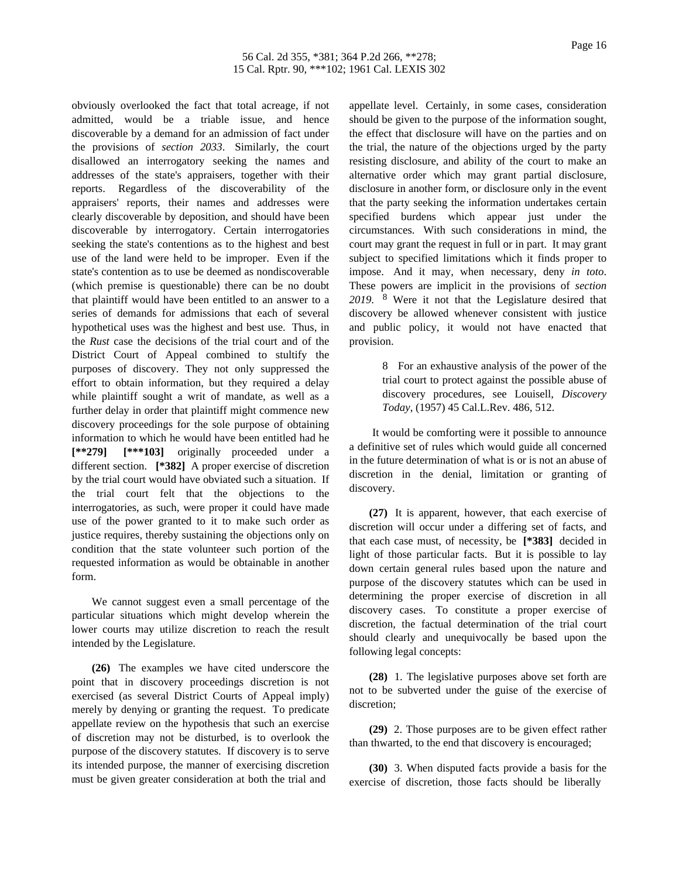obviously overlooked the fact that total acreage, if not admitted, would be a triable issue, and hence discoverable by a demand for an admission of fact under the provisions of *section 2033*. Similarly, the court disallowed an interrogatory seeking the names and addresses of the state's appraisers, together with their reports. Regardless of the discoverability of the appraisers' reports, their names and addresses were clearly discoverable by deposition, and should have been discoverable by interrogatory. Certain interrogatories seeking the state's contentions as to the highest and best use of the land were held to be improper. Even if the state's contention as to use be deemed as nondiscoverable (which premise is questionable) there can be no doubt that plaintiff would have been entitled to an answer to a series of demands for admissions that each of several hypothetical uses was the highest and best use. Thus, in the *Rust* case the decisions of the trial court and of the District Court of Appeal combined to stultify the purposes of discovery. They not only suppressed the effort to obtain information, but they required a delay while plaintiff sought a writ of mandate, as well as a further delay in order that plaintiff might commence new discovery proceedings for the sole purpose of obtaining information to which he would have been entitled had he **[**279] [***103]** originally proceeded under a different section. **[*382]** A proper exercise of discretion by the trial court would have obviated such a situation. If the trial court felt that the objections to the interrogatories, as such, were proper it could have made use of the power granted to it to make such order as justice requires, thereby sustaining the objections only on condition that the state volunteer such portion of the requested information as would be obtainable in another form.

We cannot suggest even a small percentage of the particular situations which might develop wherein the lower courts may utilize discretion to reach the result intended by the Legislature.

**(26)** The examples we have cited underscore the point that in discovery proceedings discretion is not exercised (as several District Courts of Appeal imply) merely by denying or granting the request. To predicate appellate review on the hypothesis that such an exercise of discretion may not be disturbed, is to overlook the purpose of the discovery statutes. If discovery is to serve its intended purpose, the manner of exercising discretion must be given greater consideration at both the trial and appellate level. Certainly, in some cases, consideration should be given to the purpose of the information sought, the effect that disclosure will have on the parties and on the trial, the nature of the objections urged by the party resisting disclosure, and ability of the court to make an alternative order which may grant partial disclosure, disclosure in another form, or disclosure only in the event that the party seeking the information undertakes certain specified burdens which appear just under the circumstances. With such considerations in mind, the court may grant the request in full or in part. It may grant subject to specified limitations which it finds proper to impose. And it may, when necessary, deny *in toto*. These powers are implicit in the provisions of *section 2019*. [8] Were it not that the Legislature desired that discovery be allowed whenever consistent with justice and public policy, it would not have enacted that provision.

> 8 For an exhaustive analysis of the power of the trial court to protect against the possible abuse of discovery procedures, see Louisell, *Discovery Today*, (1957) 45 Cal.L.Rev. 486, 512.

It would be comforting were it possible to announce a definitive set of rules which would guide all concerned in the future determination of what is or is not an abuse of discretion in the denial, limitation or granting of discovery.

**(27)** It is apparent, however, that each exercise of discretion will occur under a differing set of facts, and that each case must, of necessity, be **[*383]** decided in light of those particular facts. But it is possible to lay down certain general rules based upon the nature and purpose of the discovery statutes which can be used in determining the proper exercise of discretion in all discovery cases. To constitute a proper exercise of discretion, the factual determination of the trial court should clearly and unequivocally be based upon the following legal concepts:

**(28)** 1. The legislative purposes above set forth are not to be subverted under the guise of the exercise of discretion;

**(29)** 2. Those purposes are to be given effect rather than thwarted, to the end that discovery is encouraged;

**(30)** 3. When disputed facts provide a basis for the exercise of discretion, those facts should be liberally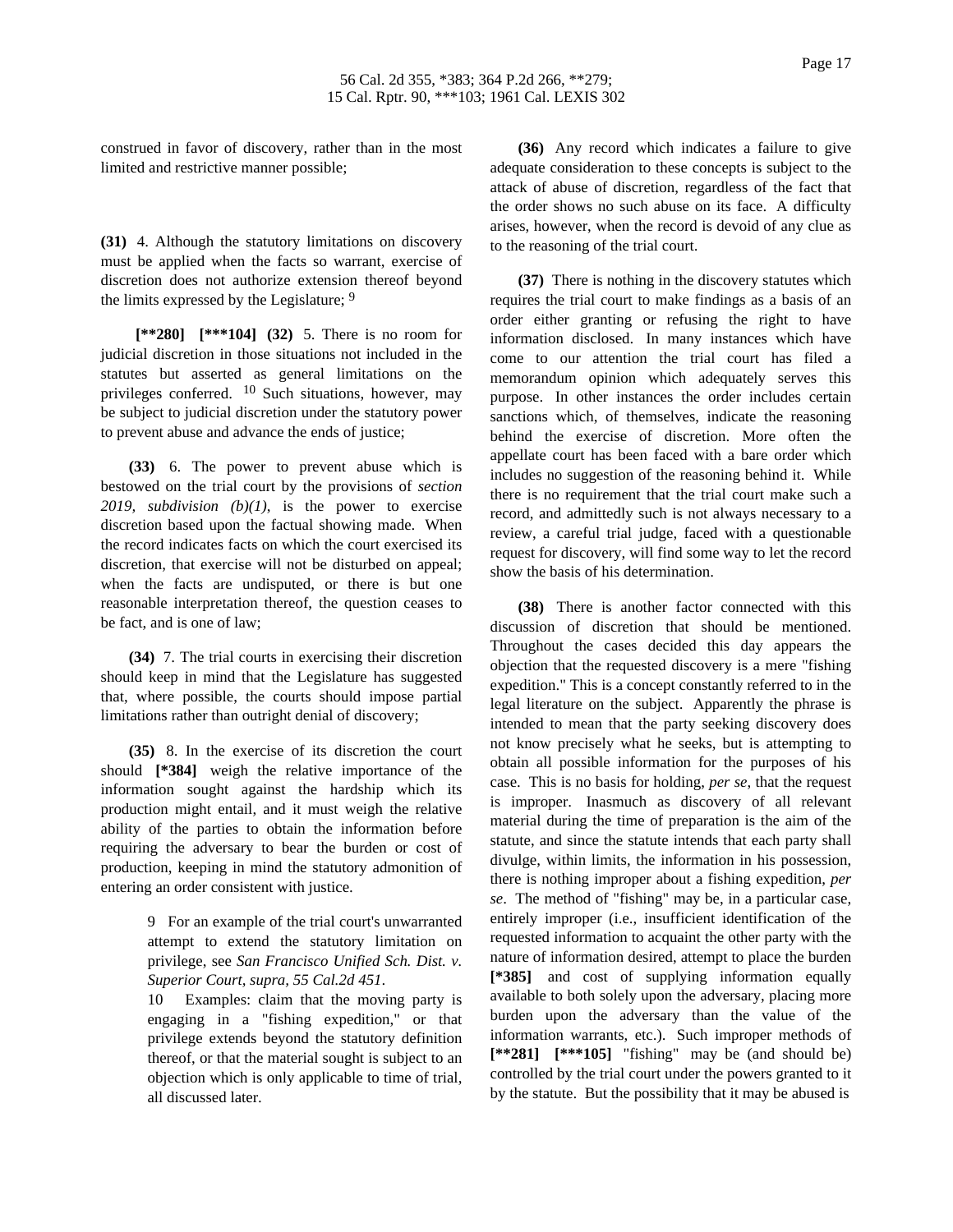construed in favor of discovery, rather than in the most limited and restrictive manner possible;

**(31)** 4. Although the statutory limitations on discovery must be applied when the facts so warrant, exercise of discretion does not authorize extension thereof beyond the limits expressed by the Legislature; [9]

**[**280]** **[***104]** **(32)** 5. There is no room for judicial discretion in those situations not included in the statutes but asserted as general limitations on the privileges conferred. [10] Such situations, however, may be subject to judicial discretion under the statutory power to prevent abuse and advance the ends of justice;

**(33)** 6. The power to prevent abuse which is bestowed on the trial court by the provisions of *section 2019, subdivision (b)(1)*, is the power to exercise discretion based upon the factual showing made. When the record indicates facts on which the court exercised its discretion, that exercise will not be disturbed on appeal; when the facts are undisputed, or there is but one reasonable interpretation thereof, the question ceases to be fact, and is one of law;

**(34)** 7. The trial courts in exercising their discretion should keep in mind that the Legislature has suggested that, where possible, the courts should impose partial limitations rather than outright denial of discovery;

**(35)** 8. In the exercise of its discretion the court should **[*384]** weigh the relative importance of the information sought against the hardship which its production might entail, and it must weigh the relative ability of the parties to obtain the information before requiring the adversary to bear the burden or cost of production, keeping in mind the statutory admonition of entering an order consistent with justice.

> 9 For an example of the trial court's unwarranted attempt to extend the statutory limitation on privilege, see *San Francisco Unified Sch. Dist. v. Superior Court, supra, 55 Cal.2d 451*.
>
> 10 Examples: claim that the moving party is engaging in a "fishing expedition," or that privilege extends beyond the statutory definition thereof, or that the material sought is subject to an objection which is only applicable to time of trial, all discussed later.

**(36)** Any record which indicates a failure to give adequate consideration to these concepts is subject to the attack of abuse of discretion, regardless of the fact that the order shows no such abuse on its face. A difficulty arises, however, when the record is devoid of any clue as to the reasoning of the trial court.

**(37)** There is nothing in the discovery statutes which requires the trial court to make findings as a basis of an order either granting or refusing the right to have information disclosed. In many instances which have come to our attention the trial court has filed a memorandum opinion which adequately serves this purpose. In other instances the order includes certain sanctions which, of themselves, indicate the reasoning behind the exercise of discretion. More often the appellate court has been faced with a bare order which includes no suggestion of the reasoning behind it. While there is no requirement that the trial court make such a record, and admittedly such is not always necessary to a review, a careful trial judge, faced with a questionable request for discovery, will find some way to let the record show the basis of his determination.

**(38)** There is another factor connected with this discussion of discretion that should be mentioned. Throughout the cases decided this day appears the objection that the requested discovery is a mere "fishing expedition." This is a concept constantly referred to in the legal literature on the subject. Apparently the phrase is intended to mean that the party seeking discovery does not know precisely what he seeks, but is attempting to obtain all possible information for the purposes of his case. This is no basis for holding, *per se*, that the request is improper. Inasmuch as discovery of all relevant material during the time of preparation is the aim of the statute, and since the statute intends that each party shall divulge, within limits, the information in his possession, there is nothing improper about a fishing expedition, *per se*. The method of "fishing" may be, in a particular case, entirely improper (i.e., insufficient identification of the requested information to acquaint the other party with the nature of information desired, attempt to place the burden **[*385]** and cost of supplying information equally available to both solely upon the adversary, placing more burden upon the adversary than the value of the information warrants, etc.). Such improper methods of **[**281]** **[***105]** "fishing" may be (and should be) controlled by the trial court under the powers granted to it by the statute. But the possibility that it may be abused is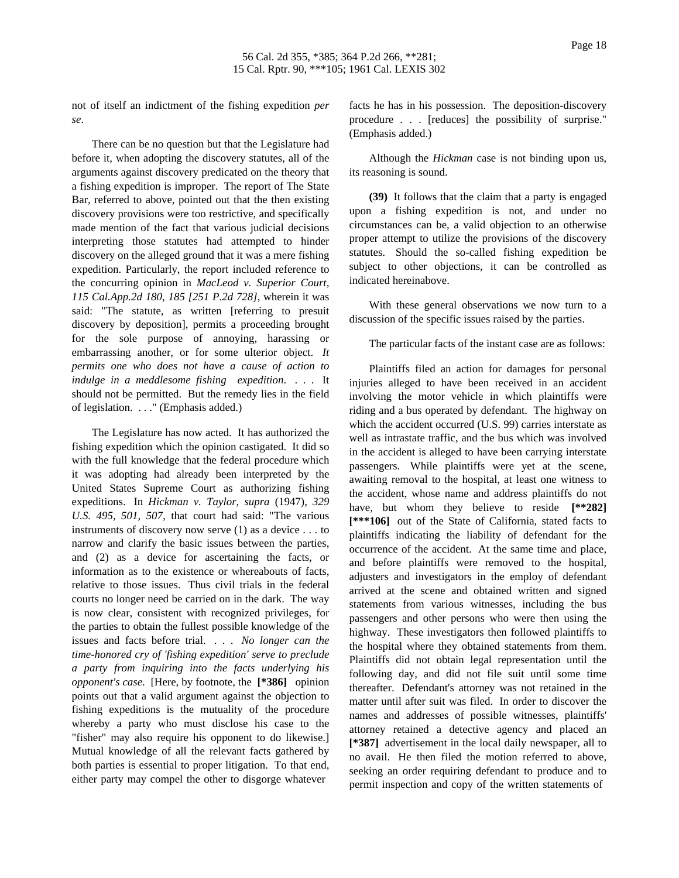not of itself an indictment of the fishing expedition *per se*.

There can be no question but that the Legislature had before it, when adopting the discovery statutes, all of the arguments against discovery predicated on the theory that a fishing expedition is improper. The report of The State Bar, referred to above, pointed out that the then existing discovery provisions were too restrictive, and specifically made mention of the fact that various judicial decisions interpreting those statutes had attempted to hinder discovery on the alleged ground that it was a mere fishing expedition. Particularly, the report included reference to the concurring opinion in *MacLeod v. Superior Court, 115 Cal.App.2d 180, 185 [251 P.2d 728]*, wherein it was said: "The statute, as written [referring to presuit discovery by deposition], permits a proceeding brought for the sole purpose of annoying, harassing or embarrassing another, or for some ulterior object. *It permits one who does not have a cause of action to indulge in a meddlesome fishing expedition*. . . . It should not be permitted. But the remedy lies in the field of legislation. . . ." (Emphasis added.)

The Legislature has now acted. It has authorized the fishing expedition which the opinion castigated. It did so with the full knowledge that the federal procedure which it was adopting had already been interpreted by the United States Supreme Court as authorizing fishing expeditions. In *Hickman v. Taylor, supra* (1947), *329 U.S. 495, 501, 507*, that court had said: "The various instruments of discovery now serve (1) as a device . . . to narrow and clarify the basic issues between the parties, and (2) as a device for ascertaining the facts, or information as to the existence or whereabouts of facts, relative to those issues. Thus civil trials in the federal courts no longer need be carried on in the dark. The way is now clear, consistent with recognized privileges, for the parties to obtain the fullest possible knowledge of the issues and facts before trial. . . . *No longer can the time-honored cry of 'fishing expedition' serve to preclude a party from inquiring into the facts underlying his opponent's case*. [Here, by footnote, the **[\*386]** opinion points out that a valid argument against the objection to fishing expeditions is the mutuality of the procedure whereby a party who must disclose his case to the "fisher" may also require his opponent to do likewise.] Mutual knowledge of all the relevant facts gathered by both parties is essential to proper litigation. To that end, either party may compel the other to disgorge whatever facts he has in his possession. The deposition-discovery procedure . . . [reduces] the possibility of surprise." (Emphasis added.)

Although the *Hickman* case is not binding upon us, its reasoning is sound.

**(39)** It follows that the claim that a party is engaged upon a fishing expedition is not, and under no circumstances can be, a valid objection to an otherwise proper attempt to utilize the provisions of the discovery statutes. Should the so-called fishing expedition be subject to other objections, it can be controlled as indicated hereinabove.

With these general observations we now turn to a discussion of the specific issues raised by the parties.

The particular facts of the instant case are as follows:

Plaintiffs filed an action for damages for personal injuries alleged to have been received in an accident involving the motor vehicle in which plaintiffs were riding and a bus operated by defendant. The highway on which the accident occurred (U.S. 99) carries interstate as well as intrastate traffic, and the bus which was involved in the accident is alleged to have been carrying interstate passengers. While plaintiffs were yet at the scene, awaiting removal to the hospital, at least one witness to the accident, whose name and address plaintiffs do not have, but whom they believe to reside **[\*\*282]** **[\*\*\*106]** out of the State of California, stated facts to plaintiffs indicating the liability of defendant for the occurrence of the accident. At the same time and place, and before plaintiffs were removed to the hospital, adjusters and investigators in the employ of defendant arrived at the scene and obtained written and signed statements from various witnesses, including the bus passengers and other persons who were then using the highway. These investigators then followed plaintiffs to the hospital where they obtained statements from them. Plaintiffs did not obtain legal representation until the following day, and did not file suit until some time thereafter. Defendant's attorney was not retained in the matter until after suit was filed. In order to discover the names and addresses of possible witnesses, plaintiffs' attorney retained a detective agency and placed an **[\*387]** advertisement in the local daily newspaper, all to no avail. He then filed the motion referred to above, seeking an order requiring defendant to produce and to permit inspection and copy of the written statements of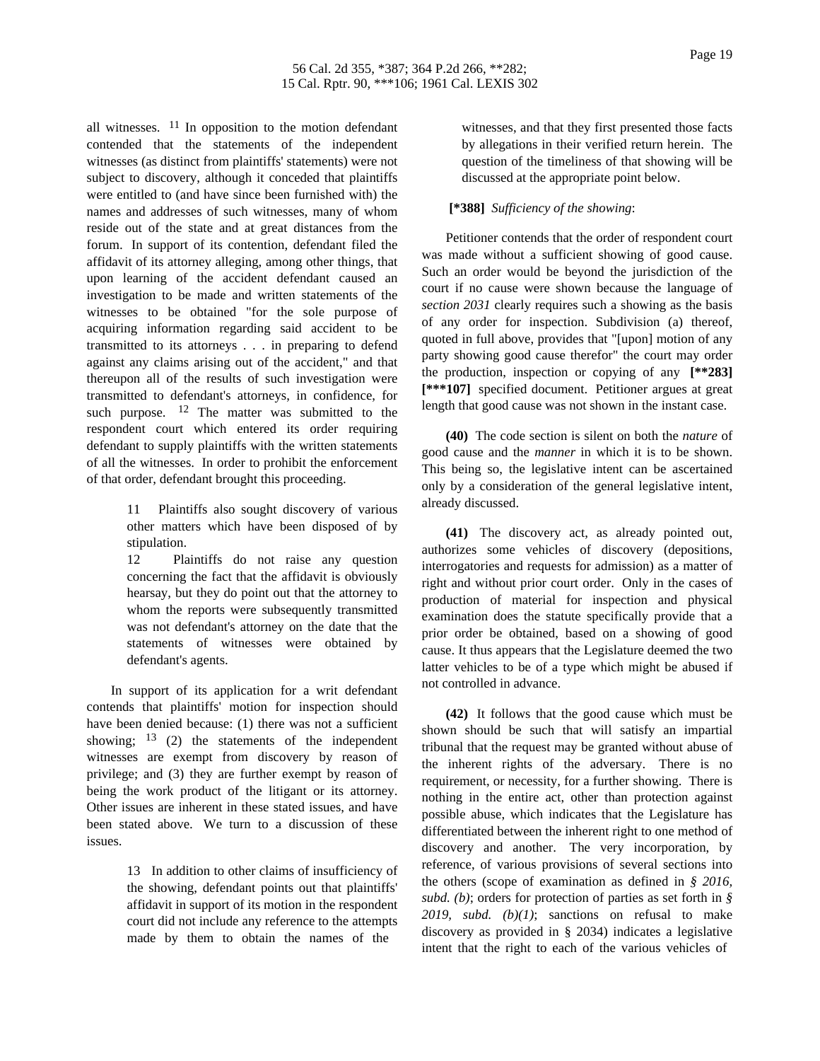all witnesses. [11] In opposition to the motion defendant contended that the statements of the independent witnesses (as distinct from plaintiffs' statements) were not subject to discovery, although it conceded that plaintiffs were entitled to (and have since been furnished with) the names and addresses of such witnesses, many of whom reside out of the state and at great distances from the forum. In support of its contention, defendant filed the affidavit of its attorney alleging, among other things, that upon learning of the accident defendant caused an investigation to be made and written statements of the witnesses to be obtained "for the sole purpose of acquiring information regarding said accident to be transmitted to its attorneys . . . in preparing to defend against any claims arising out of the accident," and that thereupon all of the results of such investigation were transmitted to defendant's attorneys, in confidence, for such purpose. [12] The matter was submitted to the respondent court which entered its order requiring defendant to supply plaintiffs with the written statements of all the witnesses. In order to prohibit the enforcement of that order, defendant brought this proceeding.

> 11 Plaintiffs also sought discovery of various other matters which have been disposed of by stipulation.
>
> 12 Plaintiffs do not raise any question concerning the fact that the affidavit is obviously hearsay, but they do point out that the attorney to whom the reports were subsequently transmitted was not defendant's attorney on the date that the statements of witnesses were obtained by defendant's agents.

In support of its application for a writ defendant contends that plaintiffs' motion for inspection should have been denied because: (1) there was not a sufficient showing; [13] (2) the statements of the independent witnesses are exempt from discovery by reason of privilege; and (3) they are further exempt by reason of being the work product of the litigant or its attorney. Other issues are inherent in these stated issues, and have been stated above. We turn to a discussion of these issues.

> 13 In addition to other claims of insufficiency of the showing, defendant points out that plaintiffs' affidavit in support of its motion in the respondent court did not include any reference to the attempts made by them to obtain the names of the witnesses, and that they first presented those facts by allegations in their verified return herein. The question of the timeliness of that showing will be discussed at the appropriate point below.

**[\*388]** *Sufficiency of the showing*:

Petitioner contends that the order of respondent court was made without a sufficient showing of good cause. Such an order would be beyond the jurisdiction of the court if no cause were shown because the language of *section 2031* clearly requires such a showing as the basis of any order for inspection. Subdivision (a) thereof, quoted in full above, provides that "[upon] motion of any party showing good cause therefor" the court may order the production, inspection or copying of any **[\*\*283] [\*\*\*107]** specified document. Petitioner argues at great length that good cause was not shown in the instant case.

**(40)** The code section is silent on both the *nature* of good cause and the *manner* in which it is to be shown. This being so, the legislative intent can be ascertained only by a consideration of the general legislative intent, already discussed.

**(41)** The discovery act, as already pointed out, authorizes some vehicles of discovery (depositions, interrogatories and requests for admission) as a matter of right and without prior court order. Only in the cases of production of material for inspection and physical examination does the statute specifically provide that a prior order be obtained, based on a showing of good cause. It thus appears that the Legislature deemed the two latter vehicles to be of a type which might be abused if not controlled in advance.

**(42)** It follows that the good cause which must be shown should be such that will satisfy an impartial tribunal that the request may be granted without abuse of the inherent rights of the adversary. There is no requirement, or necessity, for a further showing. There is nothing in the entire act, other than protection against possible abuse, which indicates that the Legislature has differentiated between the inherent right to one method of discovery and another. The very incorporation, by reference, of various provisions of several sections into the others (scope of examination as defined in *§ 2016, subd. (b)*; orders for protection of parties as set forth in *§ 2019, subd. (b)(1)*; sanctions on refusal to make discovery as provided in § 2034) indicates a legislative intent that the right to each of the various vehicles of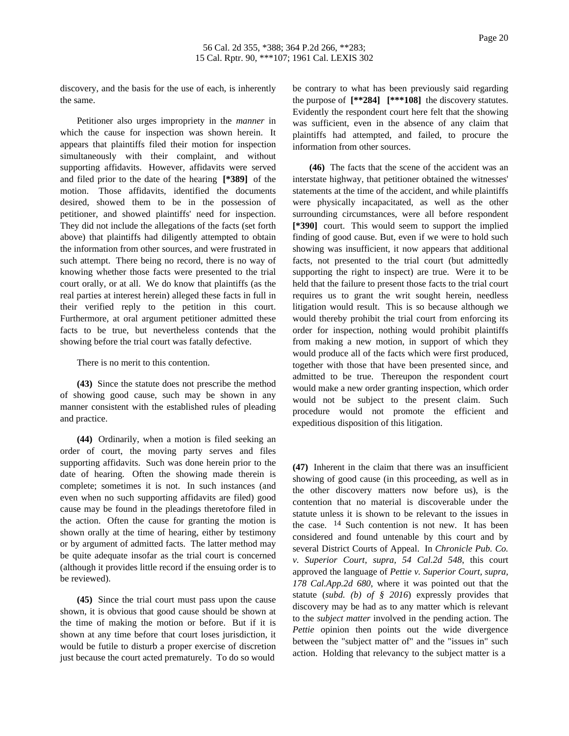discovery, and the basis for the use of each, is inherently the same.

Petitioner also urges impropriety in the *manner* in which the cause for inspection was shown herein. It appears that plaintiffs filed their motion for inspection simultaneously with their complaint, and without supporting affidavits. However, affidavits were served and filed prior to the date of the hearing **[*389]** of the motion. Those affidavits, identified the documents desired, showed them to be in the possession of petitioner, and showed plaintiffs' need for inspection. They did not include the allegations of the facts (set forth above) that plaintiffs had diligently attempted to obtain the information from other sources, and were frustrated in such attempt. There being no record, there is no way of knowing whether those facts were presented to the trial court orally, or at all. We do know that plaintiffs (as the real parties at interest herein) alleged these facts in full in their verified reply to the petition in this court. Furthermore, at oral argument petitioner admitted these facts to be true, but nevertheless contends that the showing before the trial court was fatally defective.

There is no merit to this contention.

**(43)** Since the statute does not prescribe the method of showing good cause, such may be shown in any manner consistent with the established rules of pleading and practice.

**(44)** Ordinarily, when a motion is filed seeking an order of court, the moving party serves and files supporting affidavits. Such was done herein prior to the date of hearing. Often the showing made therein is complete; sometimes it is not. In such instances (and even when no such supporting affidavits are filed) good cause may be found in the pleadings theretofore filed in the action. Often the cause for granting the motion is shown orally at the time of hearing, either by testimony or by argument of admitted facts. The latter method may be quite adequate insofar as the trial court is concerned (although it provides little record if the ensuing order is to be reviewed).

**(45)** Since the trial court must pass upon the cause shown, it is obvious that good cause should be shown at the time of making the motion or before. But if it is shown at any time before that court loses jurisdiction, it would be futile to disturb a proper exercise of discretion just because the court acted prematurely. To do so would be contrary to what has been previously said regarding the purpose of **[**284] [***108]** the discovery statutes. Evidently the respondent court here felt that the showing was sufficient, even in the absence of any claim that plaintiffs had attempted, and failed, to procure the information from other sources.

**(46)** The facts that the scene of the accident was an interstate highway, that petitioner obtained the witnesses' statements at the time of the accident, and while plaintiffs were physically incapacitated, as well as the other surrounding circumstances, were all before respondent **[*390]** court. This would seem to support the implied finding of good cause. But, even if we were to hold such showing was insufficient, it now appears that additional facts, not presented to the trial court (but admittedly supporting the right to inspect) are true. Were it to be held that the failure to present those facts to the trial court requires us to grant the writ sought herein, needless litigation would result. This is so because although we would thereby prohibit the trial court from enforcing its order for inspection, nothing would prohibit plaintiffs from making a new motion, in support of which they would produce all of the facts which were first produced, together with those that have been presented since, and admitted to be true. Thereupon the respondent court would make a new order granting inspection, which order would not be subject to the present claim. Such procedure would not promote the efficient and expeditious disposition of this litigation.

**(47)** Inherent in the claim that there was an insufficient showing of good cause (in this proceeding, as well as in the other discovery matters now before us), is the contention that no material is discoverable under the statute unless it is shown to be relevant to the issues in the case. [14] Such contention is not new. It has been considered and found untenable by this court and by several District Courts of Appeal. In *Chronicle Pub. Co. v. Superior Court, supra, 54 Cal.2d 548*, this court approved the language of *Pettie v. Superior Court, supra, 178 Cal.App.2d 680*, where it was pointed out that the statute (*subd. (b) of § 2016*) expressly provides that discovery may be had as to any matter which is relevant to the *subject matter* involved in the pending action. The *Pettie* opinion then points out the wide divergence between the "subject matter of" and the "issues in" such action. Holding that relevancy to the subject matter is a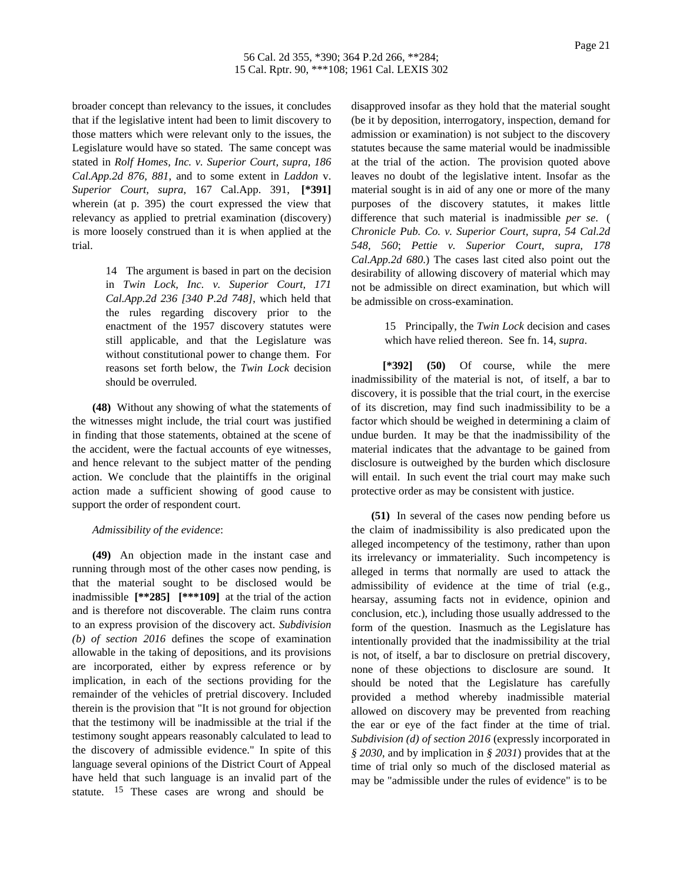broader concept than relevancy to the issues, it concludes that if the legislative intent had been to limit discovery to those matters which were relevant only to the issues, the Legislature would have so stated. The same concept was stated in *Rolf Homes, Inc. v. Superior Court, supra, 186 Cal.App.2d 876, 881,* and to some extent in *Laddon* v. *Superior Court, supra,* 167 Cal.App. 391, **[*391]** wherein (at p. 395) the court expressed the view that relevancy as applied to pretrial examination (discovery) is more loosely construed than it is when applied at the trial.

> 14 The argument is based in part on the decision in *Twin Lock, Inc. v. Superior Court, 171 Cal.App.2d 236 [340 P.2d 748],* which held that the rules regarding discovery prior to the enactment of the 1957 discovery statutes were still applicable, and that the Legislature was without constitutional power to change them. For reasons set forth below, the *Twin Lock* decision should be overruled.

**(48)** Without any showing of what the statements of the witnesses might include, the trial court was justified in finding that those statements, obtained at the scene of the accident, were the factual accounts of eye witnesses, and hence relevant to the subject matter of the pending action. We conclude that the plaintiffs in the original action made a sufficient showing of good cause to support the order of respondent court.

*Admissibility of the evidence*:

**(49)** An objection made in the instant case and running through most of the other cases now pending, is that the material sought to be disclosed would be inadmissible **[**285] [***109]** at the trial of the action and is therefore not discoverable. The claim runs contra to an express provision of the discovery act. *Subdivision (b) of section 2016* defines the scope of examination allowable in the taking of depositions, and its provisions are incorporated, either by express reference or by implication, in each of the sections providing for the remainder of the vehicles of pretrial discovery. Included therein is the provision that "It is not ground for objection that the testimony will be inadmissible at the trial if the testimony sought appears reasonably calculated to lead to the discovery of admissible evidence." In spite of this language several opinions of the District Court of Appeal have held that such language is an invalid part of the statute. [15] These cases are wrong and should be disapproved insofar as they hold that the material sought (be it by deposition, interrogatory, inspection, demand for admission or examination) is not subject to the discovery statutes because the same material would be inadmissible at the trial of the action. The provision quoted above leaves no doubt of the legislative intent. Insofar as the material sought is in aid of any one or more of the many purposes of the discovery statutes, it makes little difference that such material is inadmissible *per se*. ( *Chronicle Pub. Co. v. Superior Court, supra, 54 Cal.2d 548, 560*; *Pettie v. Superior Court, supra, 178 Cal.App.2d 680*.) The cases last cited also point out the desirability of allowing discovery of material which may not be admissible on direct examination, but which will be admissible on cross-examination.

> 15 Principally, the *Twin Lock* decision and cases which have relied thereon. See fn. 14, *supra*.

**[*392] (50)** Of course, while the mere inadmissibility of the material is not, of itself, a bar to discovery, it is possible that the trial court, in the exercise of its discretion, may find such inadmissibility to be a factor which should be weighed in determining a claim of undue burden. It may be that the inadmissibility of the material indicates that the advantage to be gained from disclosure is outweighed by the burden which disclosure will entail. In such event the trial court may make such protective order as may be consistent with justice.

**(51)** In several of the cases now pending before us the claim of inadmissibility is also predicated upon the alleged incompetency of the testimony, rather than upon its irrelevancy or immateriality. Such incompetency is alleged in terms that normally are used to attack the admissibility of evidence at the time of trial (e.g., hearsay, assuming facts not in evidence, opinion and conclusion, etc.), including those usually addressed to the form of the question. Inasmuch as the Legislature has intentionally provided that the inadmissibility at the trial is not, of itself, a bar to disclosure on pretrial discovery, none of these objections to disclosure are sound. It should be noted that the Legislature has carefully provided a method whereby inadmissible material allowed on discovery may be prevented from reaching the ear or eye of the fact finder at the time of trial. *Subdivision (d) of section 2016* (expressly incorporated in *§ 2030*, and by implication in *§ 2031*) provides that at the time of trial only so much of the disclosed material as may be "admissible under the rules of evidence" is to be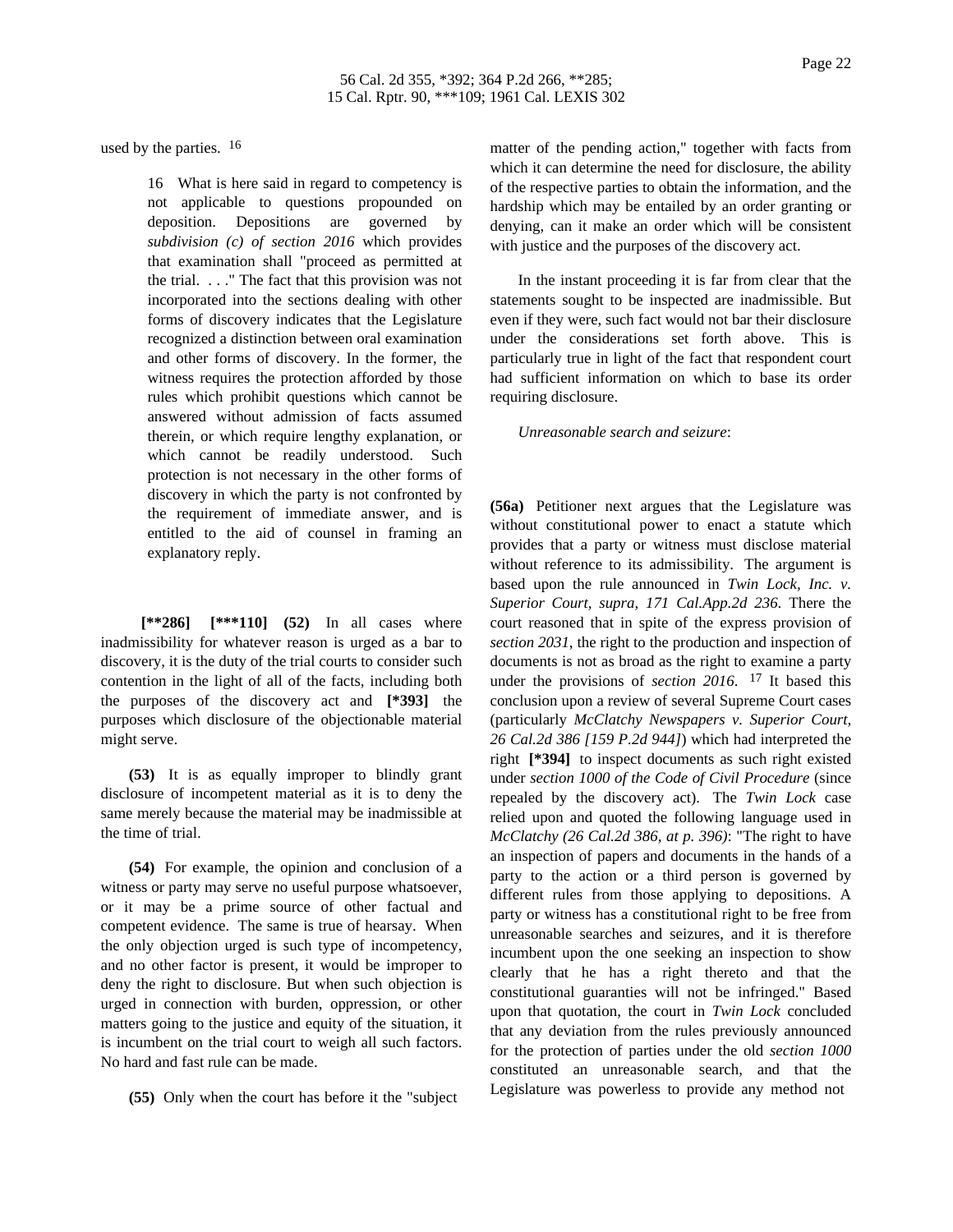used by the parties. [16]

> 16 What is here said in regard to competency is not applicable to questions propounded on deposition. Depositions are governed by *subdivision (c) of section 2016* which provides that examination shall "proceed as permitted at the trial. . . ." The fact that this provision was not incorporated into the sections dealing with other forms of discovery indicates that the Legislature recognized a distinction between oral examination and other forms of discovery. In the former, the witness requires the protection afforded by those rules which prohibit questions which cannot be answered without admission of facts assumed therein, or which require lengthy explanation, or which cannot be readily understood. Such protection is not necessary in the other forms of discovery in which the party is not confronted by the requirement of immediate answer, and is entitled to the aid of counsel in framing an explanatory reply.

**[\*\*286] [\*\*\*110] (52)** In all cases where inadmissibility for whatever reason is urged as a bar to discovery, it is the duty of the trial courts to consider such contention in the light of all of the facts, including both the purposes of the discovery act and **[\*393]** the purposes which disclosure of the objectionable material might serve.

**(53)** It is as equally improper to blindly grant disclosure of incompetent material as it is to deny the same merely because the material may be inadmissible at the time of trial.

**(54)** For example, the opinion and conclusion of a witness or party may serve no useful purpose whatsoever, or it may be a prime source of other factual and competent evidence. The same is true of hearsay. When the only objection urged is such type of incompetency, and no other factor is present, it would be improper to deny the right to disclosure. But when such objection is urged in connection with burden, oppression, or other matters going to the justice and equity of the situation, it is incumbent on the trial court to weigh all such factors. No hard and fast rule can be made.

**(55)** Only when the court has before it the "subject matter of the pending action," together with facts from which it can determine the need for disclosure, the ability of the respective parties to obtain the information, and the hardship which may be entailed by an order granting or denying, can it make an order which will be consistent with justice and the purposes of the discovery act.

In the instant proceeding it is far from clear that the statements sought to be inspected are inadmissible. But even if they were, such fact would not bar their disclosure under the considerations set forth above. This is particularly true in light of the fact that respondent court had sufficient information on which to base its order requiring disclosure.

*Unreasonable search and seizure*:

**(56a)** Petitioner next argues that the Legislature was without constitutional power to enact a statute which provides that a party or witness must disclose material without reference to its admissibility. The argument is based upon the rule announced in *Twin Lock, Inc. v. Superior Court, supra, 171 Cal.App.2d 236*. There the court reasoned that in spite of the express provision of *section 2031*, the right to the production and inspection of documents is not as broad as the right to examine a party under the provisions of *section 2016*. [17] It based this conclusion upon a review of several Supreme Court cases (particularly *McClatchy Newspapers v. Superior Court, 26 Cal.2d 386 [159 P.2d 944]*) which had interpreted the right **[\*394]** to inspect documents as such right existed under *section 1000 of the Code of Civil Procedure* (since repealed by the discovery act). The *Twin Lock* case relied upon and quoted the following language used in *McClatchy (26 Cal.2d 386, at p. 396)*: "The right to have an inspection of papers and documents in the hands of a party to the action or a third person is governed by different rules from those applying to depositions. A party or witness has a constitutional right to be free from unreasonable searches and seizures, and it is therefore incumbent upon the one seeking an inspection to show clearly that he has a right thereto and that the constitutional guaranties will not be infringed." Based upon that quotation, the court in *Twin Lock* concluded that any deviation from the rules previously announced for the protection of parties under the old *section 1000* constituted an unreasonable search, and that the Legislature was powerless to provide any method not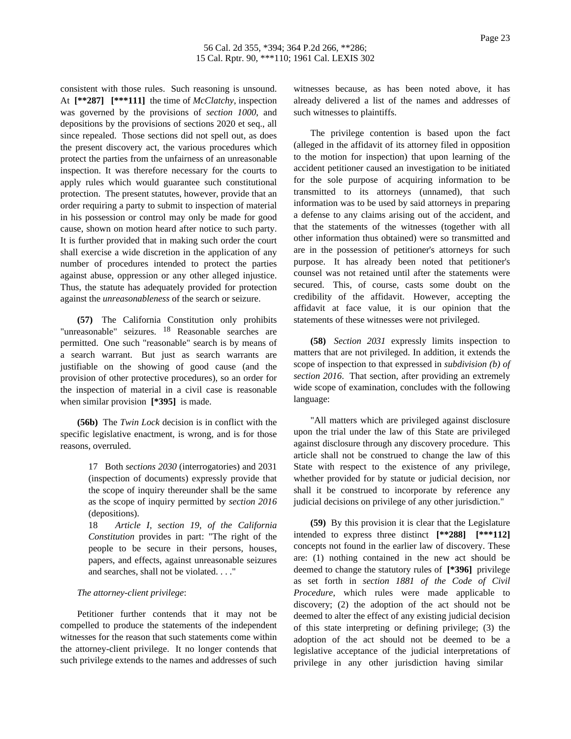consistent with those rules. Such reasoning is unsound. At **[**287]** **[***111]** the time of *McClatchy*, inspection was governed by the provisions of *section 1000*, and depositions by the provisions of sections 2020 et seq., all since repealed. Those sections did not spell out, as does the present discovery act, the various procedures which protect the parties from the unfairness of an unreasonable inspection. It was therefore necessary for the courts to apply rules which would guarantee such constitutional protection. The present statutes, however, provide that an order requiring a party to submit to inspection of material in his possession or control may only be made for good cause, shown on motion heard after notice to such party. It is further provided that in making such order the court shall exercise a wide discretion in the application of any number of procedures intended to protect the parties against abuse, oppression or any other alleged injustice. Thus, the statute has adequately provided for protection against the *unreasonableness* of the search or seizure.

**(57)** The California Constitution only prohibits "unreasonable" seizures. [18] Reasonable searches are permitted. One such "reasonable" search is by means of a search warrant. But just as search warrants are justifiable on the showing of good cause (and the provision of other protective procedures), so an order for the inspection of material in a civil case is reasonable when similar provision **[*395]** is made.

**(56b)** The *Twin Lock* decision is in conflict with the specific legislative enactment, is wrong, and is for those reasons, overruled.

> 17 Both *sections 2030* (interrogatories) and 2031 (inspection of documents) expressly provide that the scope of inquiry thereunder shall be the same as the scope of inquiry permitted by *section 2016* (depositions).
>
> 18 *Article I, section 19, of the California Constitution* provides in part: "The right of the people to be secure in their persons, houses, papers, and effects, against unreasonable seizures and searches, shall not be violated. . . ."

*The attorney-client privilege*:

Petitioner further contends that it may not be compelled to produce the statements of the independent witnesses for the reason that such statements come within the attorney-client privilege. It no longer contends that such privilege extends to the names and addresses of such witnesses because, as has been noted above, it has already delivered a list of the names and addresses of such witnesses to plaintiffs.

The privilege contention is based upon the fact (alleged in the affidavit of its attorney filed in opposition to the motion for inspection) that upon learning of the accident petitioner caused an investigation to be initiated for the sole purpose of acquiring information to be transmitted to its attorneys (unnamed), that such information was to be used by said attorneys in preparing a defense to any claims arising out of the accident, and that the statements of the witnesses (together with all other information thus obtained) were so transmitted and are in the possession of petitioner's attorneys for such purpose. It has already been noted that petitioner's counsel was not retained until after the statements were secured. This, of course, casts some doubt on the credibility of the affidavit. However, accepting the affidavit at face value, it is our opinion that the statements of these witnesses were not privileged.

**(58)** *Section 2031* expressly limits inspection to matters that are not privileged. In addition, it extends the scope of inspection to that expressed in *subdivision (b) of section 2016*. That section, after providing an extremely wide scope of examination, concludes with the following language:

"All matters which are privileged against disclosure upon the trial under the law of this State are privileged against disclosure through any discovery procedure. This article shall not be construed to change the law of this State with respect to the existence of any privilege, whether provided for by statute or judicial decision, nor shall it be construed to incorporate by reference any judicial decisions on privilege of any other jurisdiction."

**(59)** By this provision it is clear that the Legislature intended to express three distinct **[**288]** **[***112]** concepts not found in the earlier law of discovery. These are: (1) nothing contained in the new act should be deemed to change the statutory rules of **[*396]** privilege as set forth in *section 1881 of the Code of Civil Procedure*, which rules were made applicable to discovery; (2) the adoption of the act should not be deemed to alter the effect of any existing judicial decision of this state interpreting or defining privilege; (3) the adoption of the act should not be deemed to be a legislative acceptance of the judicial interpretations of privilege in any other jurisdiction having similar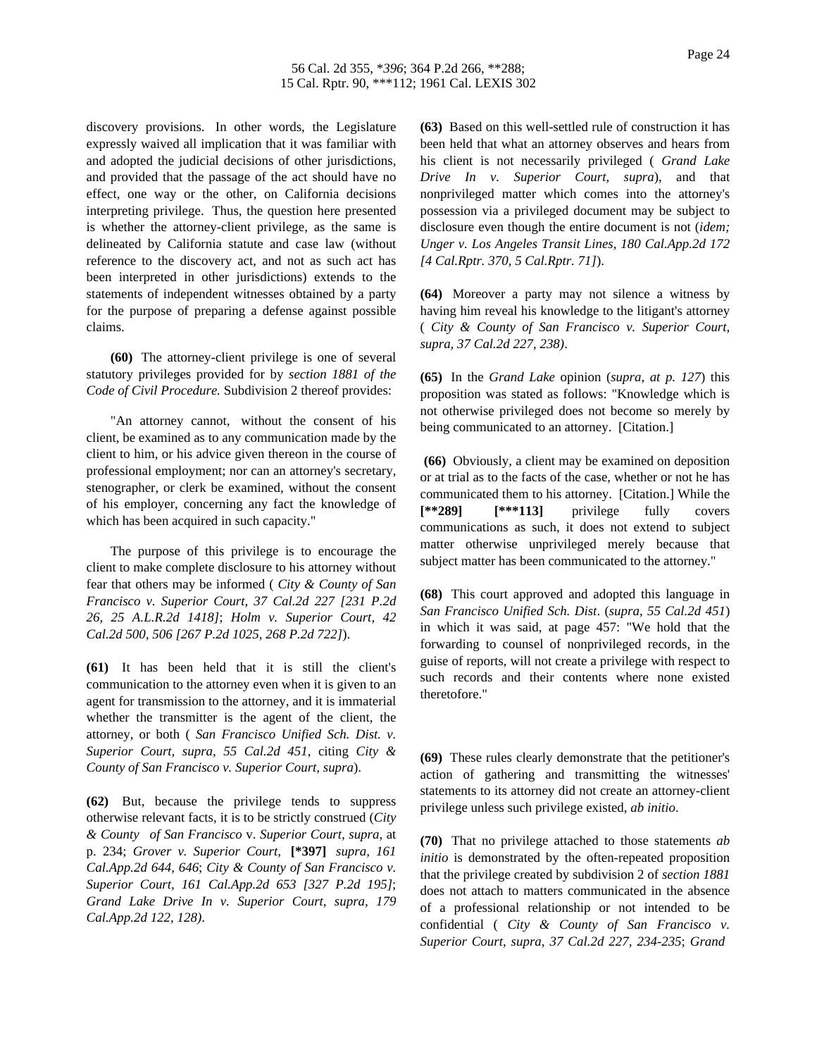discovery provisions. In other words, the Legislature expressly waived all implication that it was familiar with and adopted the judicial decisions of other jurisdictions, and provided that the passage of the act should have no effect, one way or the other, on California decisions interpreting privilege. Thus, the question here presented is whether the attorney-client privilege, as the same is delineated by California statute and case law (without reference to the discovery act, and not as such act has been interpreted in other jurisdictions) extends to the statements of independent witnesses obtained by a party for the purpose of preparing a defense against possible claims.

**(60)** The attorney-client privilege is one of several statutory privileges provided for by *section 1881 of the Code of Civil Procedure.* Subdivision 2 thereof provides:

"An attorney cannot, without the consent of his client, be examined as to any communication made by the client to him, or his advice given thereon in the course of professional employment; nor can an attorney's secretary, stenographer, or clerk be examined, without the consent of his employer, concerning any fact the knowledge of which has been acquired in such capacity."

The purpose of this privilege is to encourage the client to make complete disclosure to his attorney without fear that others may be informed ( *City & County of San Francisco v. Superior Court, 37 Cal.2d 227 [231 P.2d 26, 25 A.L.R.2d 1418]*; *Holm v. Superior Court, 42 Cal.2d 500, 506 [267 P.2d 1025, 268 P.2d 722]*).

**(61)** It has been held that it is still the client's communication to the attorney even when it is given to an agent for transmission to the attorney, and it is immaterial whether the transmitter is the agent of the client, the attorney, or both ( *San Francisco Unified Sch. Dist. v. Superior Court, supra, 55 Cal.2d 451*, citing *City & County of San Francisco v. Superior Court, supra*).

**(62)** But, because the privilege tends to suppress otherwise relevant facts, it is to be strictly construed (*City & County of San Francisco* v. *Superior Court, supra,* at p. 234; *Grover v. Superior Court,* **[*397]** *supra, 161 Cal.App.2d 644, 646*; *City & County of San Francisco v. Superior Court, 161 Cal.App.2d 653 [327 P.2d 195]*; *Grand Lake Drive In v. Superior Court, supra, 179 Cal.App.2d 122, 128)*.

**(63)** Based on this well-settled rule of construction it has been held that what an attorney observes and hears from his client is not necessarily privileged ( *Grand Lake Drive In v. Superior Court, supra*), and that nonprivileged matter which comes into the attorney's possession via a privileged document may be subject to disclosure even though the entire document is not (*idem; Unger v. Los Angeles Transit Lines, 180 Cal.App.2d 172 [4 Cal.Rptr. 370, 5 Cal.Rptr. 71]*).

**(64)** Moreover a party may not silence a witness by having him reveal his knowledge to the litigant's attorney ( *City & County of San Francisco v. Superior Court, supra, 37 Cal.2d 227, 238)*.

**(65)** In the *Grand Lake* opinion (*supra, at p. 127*) this proposition was stated as follows: "Knowledge which is not otherwise privileged does not become so merely by being communicated to an attorney. [Citation.]

**(66)** Obviously, a client may be examined on deposition or at trial as to the facts of the case, whether or not he has communicated them to his attorney. [Citation.] While the **[**289]** **[***113]** privilege fully covers communications as such, it does not extend to subject matter otherwise unprivileged merely because that subject matter has been communicated to the attorney."

**(68)** This court approved and adopted this language in *San Francisco Unified Sch. Dist*. (*supra, 55 Cal.2d 451*) in which it was said, at page 457: "We hold that the forwarding to counsel of nonprivileged records, in the guise of reports, will not create a privilege with respect to such records and their contents where none existed theretofore."

**(69)** These rules clearly demonstrate that the petitioner's action of gathering and transmitting the witnesses' statements to its attorney did not create an attorney-client privilege unless such privilege existed, *ab initio*.

**(70)** That no privilege attached to those statements *ab initio* is demonstrated by the often-repeated proposition that the privilege created by subdivision 2 of *section 1881* does not attach to matters communicated in the absence of a professional relationship or not intended to be confidential ( *City & County of San Francisco v. Superior Court, supra, 37 Cal.2d 227, 234-235*; *Grand*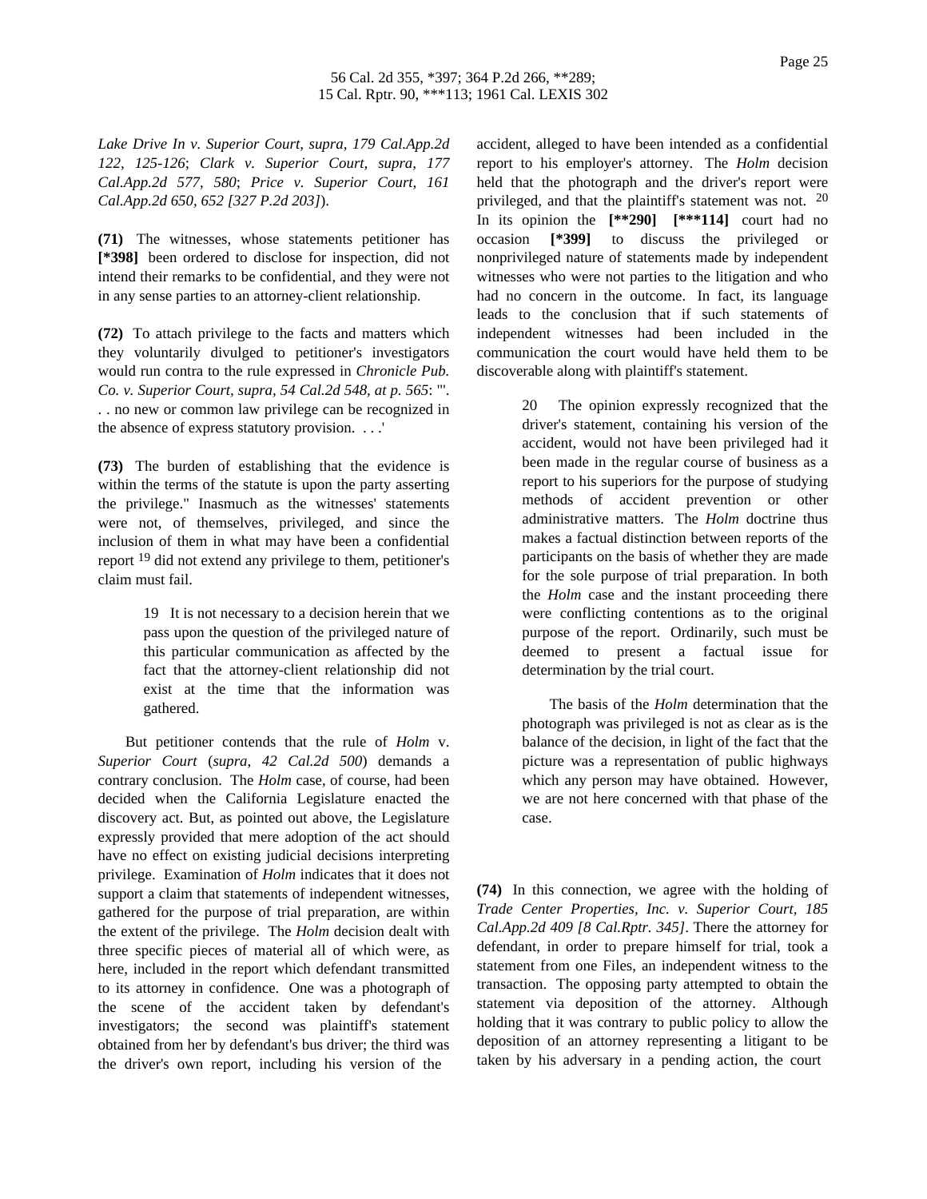*Lake Drive In v. Superior Court, supra, 179 Cal.App.2d 122, 125-126*; *Clark v. Superior Court, supra, 177 Cal.App.2d 577, 580*; *Price v. Superior Court, 161 Cal.App.2d 650, 652 [327 P.2d 203]*).

**(71)** The witnesses, whose statements petitioner has **[*398]** been ordered to disclose for inspection, did not intend their remarks to be confidential, and they were not in any sense parties to an attorney-client relationship.

**(72)** To attach privilege to the facts and matters which they voluntarily divulged to petitioner's investigators would run contra to the rule expressed in *Chronicle Pub. Co. v. Superior Court, supra, 54 Cal.2d 548, at p. 565*: "'. . . no new or common law privilege can be recognized in the absence of express statutory provision. . . .'

**(73)** The burden of establishing that the evidence is within the terms of the statute is upon the party asserting the privilege." Inasmuch as the witnesses' statements were not, of themselves, privileged, and since the inclusion of them in what may have been a confidential report [19] did not extend any privilege to them, petitioner's claim must fail.

> 19 It is not necessary to a decision herein that we pass upon the question of the privileged nature of this particular communication as affected by the fact that the attorney-client relationship did not exist at the time that the information was gathered.

But petitioner contends that the rule of *Holm* v. *Superior Court* (*supra, 42 Cal.2d 500*) demands a contrary conclusion. The *Holm* case, of course, had been decided when the California Legislature enacted the discovery act. But, as pointed out above, the Legislature expressly provided that mere adoption of the act should have no effect on existing judicial decisions interpreting privilege. Examination of *Holm* indicates that it does not support a claim that statements of independent witnesses, gathered for the purpose of trial preparation, are within the extent of the privilege. The *Holm* decision dealt with three specific pieces of material all of which were, as here, included in the report which defendant transmitted to its attorney in confidence. One was a photograph of the scene of the accident taken by defendant's investigators; the second was plaintiff's statement obtained from her by defendant's bus driver; the third was the driver's own report, including his version of the accident, alleged to have been intended as a confidential report to his employer's attorney. The *Holm* decision held that the photograph and the driver's report were privileged, and that the plaintiff's statement was not. [20] In its opinion the **[**290]** **[***114]** court had no occasion **[*399]** to discuss the privileged or nonprivileged nature of statements made by independent witnesses who were not parties to the litigation and who had no concern in the outcome. In fact, its language leads to the conclusion that if such statements of independent witnesses had been included in the communication the court would have held them to be discoverable along with plaintiff's statement.

> 20 The opinion expressly recognized that the driver's statement, containing his version of the accident, would not have been privileged had it been made in the regular course of business as a report to his superiors for the purpose of studying methods of accident prevention or other administrative matters. The *Holm* doctrine thus makes a factual distinction between reports of the participants on the basis of whether they are made for the sole purpose of trial preparation. In both the *Holm* case and the instant proceeding there were conflicting contentions as to the original purpose of the report. Ordinarily, such must be deemed to present a factual issue for determination by the trial court.
>
> The basis of the *Holm* determination that the photograph was privileged is not as clear as is the balance of the decision, in light of the fact that the picture was a representation of public highways which any person may have obtained. However, we are not here concerned with that phase of the case.

**(74)** In this connection, we agree with the holding of *Trade Center Properties, Inc. v. Superior Court, 185 Cal.App.2d 409 [8 Cal.Rptr. 345]*. There the attorney for defendant, in order to prepare himself for trial, took a statement from one Files, an independent witness to the transaction. The opposing party attempted to obtain the statement via deposition of the attorney. Although holding that it was contrary to public policy to allow the deposition of an attorney representing a litigant to be taken by his adversary in a pending action, the court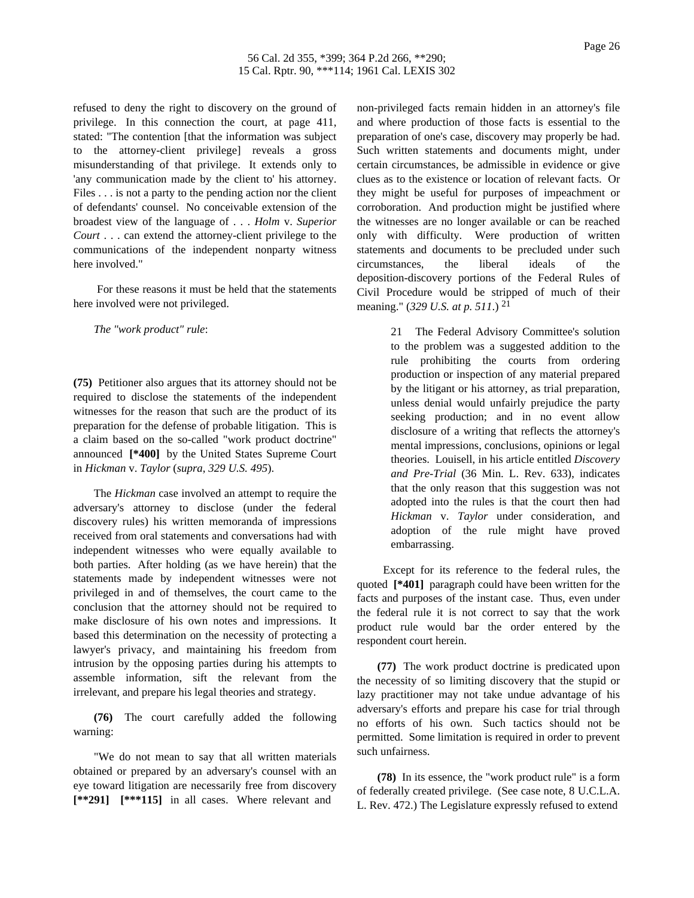refused to deny the right to discovery on the ground of privilege. In this connection the court, at page 411, stated: "The contention [that the information was subject to the attorney-client privilege] reveals a gross misunderstanding of that privilege. It extends only to 'any communication made by the client to' his attorney. Files . . . is not a party to the pending action nor the client of defendants' counsel. No conceivable extension of the broadest view of the language of . . . *Holm* v. *Superior Court* . . . can extend the attorney-client privilege to the communications of the independent nonparty witness here involved."

For these reasons it must be held that the statements here involved were not privileged.

*The "work product" rule*:

**(75)** Petitioner also argues that its attorney should not be required to disclose the statements of the independent witnesses for the reason that such are the product of its preparation for the defense of probable litigation. This is a claim based on the so-called "work product doctrine" announced **[*400]** by the United States Supreme Court in *Hickman* v. *Taylor* (*supra*, *329 U.S. 495*).

The *Hickman* case involved an attempt to require the adversary's attorney to disclose (under the federal discovery rules) his written memoranda of impressions received from oral statements and conversations had with independent witnesses who were equally available to both parties. After holding (as we have herein) that the statements made by independent witnesses were not privileged in and of themselves, the court came to the conclusion that the attorney should not be required to make disclosure of his own notes and impressions. It based this determination on the necessity of protecting a lawyer's privacy, and maintaining his freedom from intrusion by the opposing parties during his attempts to assemble information, sift the relevant from the irrelevant, and prepare his legal theories and strategy.

**(76)** The court carefully added the following warning:

"We do not mean to say that all written materials obtained or prepared by an adversary's counsel with an eye toward litigation are necessarily free from discovery **[**291]** **[***115]** in all cases. Where relevant and non-privileged facts remain hidden in an attorney's file and where production of those facts is essential to the preparation of one's case, discovery may properly be had. Such written statements and documents might, under certain circumstances, be admissible in evidence or give clues as to the existence or location of relevant facts. Or they might be useful for purposes of impeachment or corroboration. And production might be justified where the witnesses are no longer available or can be reached only with difficulty. Were production of written statements and documents to be precluded under such circumstances, the liberal ideals of the deposition-discovery portions of the Federal Rules of Civil Procedure would be stripped of much of their meaning." (*329 U.S. at p. 511*.) [21]

> 21 The Federal Advisory Committee's solution to the problem was a suggested addition to the rule prohibiting the courts from ordering production or inspection of any material prepared by the litigant or his attorney, as trial preparation, unless denial would unfairly prejudice the party seeking production; and in no event allow disclosure of a writing that reflects the attorney's mental impressions, conclusions, opinions or legal theories. Louisell, in his article entitled *Discovery and Pre-Trial* (36 Min. L. Rev. 633), indicates that the only reason that this suggestion was not adopted into the rules is that the court then had *Hickman* v. *Taylor* under consideration, and adoption of the rule might have proved embarrassing.

Except for its reference to the federal rules, the quoted **[*401]** paragraph could have been written for the facts and purposes of the instant case. Thus, even under the federal rule it is not correct to say that the work product rule would bar the order entered by the respondent court herein.

**(77)** The work product doctrine is predicated upon the necessity of so limiting discovery that the stupid or lazy practitioner may not take undue advantage of his adversary's efforts and prepare his case for trial through no efforts of his own. Such tactics should not be permitted. Some limitation is required in order to prevent such unfairness.

**(78)** In its essence, the "work product rule" is a form of federally created privilege. (See case note, 8 U.C.L.A. L. Rev. 472.) The Legislature expressly refused to extend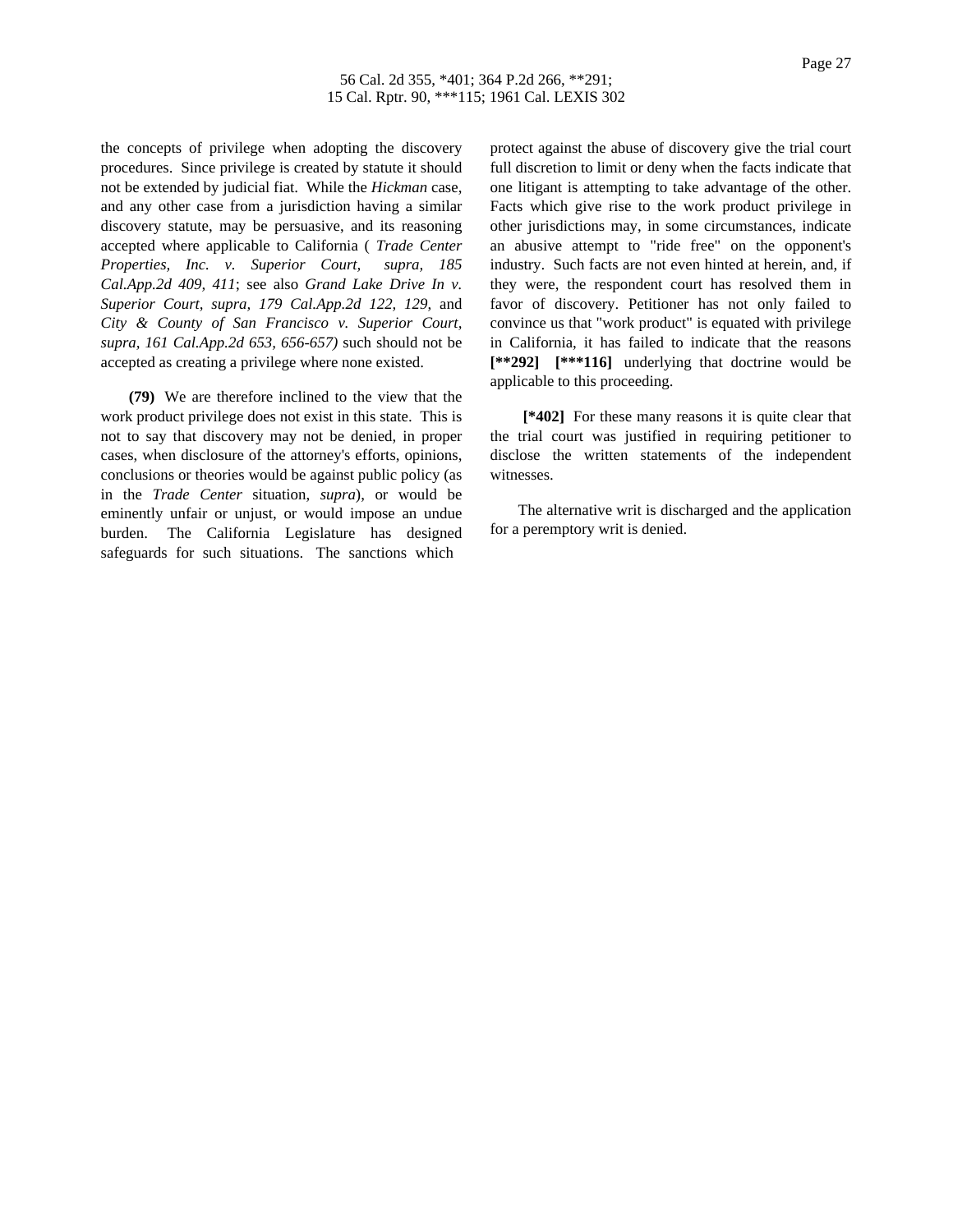the concepts of privilege when adopting the discovery procedures. Since privilege is created by statute it should not be extended by judicial fiat. While the *Hickman* case, and any other case from a jurisdiction having a similar discovery statute, may be persuasive, and its reasoning accepted where applicable to California ( *Trade Center Properties, Inc. v. Superior Court, supra, 185 Cal.App.2d 409, 411*; see also *Grand Lake Drive In v. Superior Court, supra, 179 Cal.App.2d 122, 129*, and *City & County of San Francisco v. Superior Court, supra, 161 Cal.App.2d 653, 656-657)* such should not be accepted as creating a privilege where none existed.

**(79)** We are therefore inclined to the view that the work product privilege does not exist in this state. This is not to say that discovery may not be denied, in proper cases, when disclosure of the attorney's efforts, opinions, conclusions or theories would be against public policy (as in the *Trade Center* situation, *supra*), or would be eminently unfair or unjust, or would impose an undue burden. The California Legislature has designed safeguards for such situations. The sanctions which protect against the abuse of discovery give the trial court full discretion to limit or deny when the facts indicate that one litigant is attempting to take advantage of the other. Facts which give rise to the work product privilege in other jurisdictions may, in some circumstances, indicate an abusive attempt to "ride free" on the opponent's industry. Such facts are not even hinted at herein, and, if they were, the respondent court has resolved them in favor of discovery. Petitioner has not only failed to convince us that "work product" is equated with privilege in California, it has failed to indicate that the reasons **[**292]** **[***116]** underlying that doctrine would be applicable to this proceeding.

**[*402]** For these many reasons it is quite clear that the trial court was justified in requiring petitioner to disclose the written statements of the independent witnesses.

The alternative writ is discharged and the application for a peremptory writ is denied.